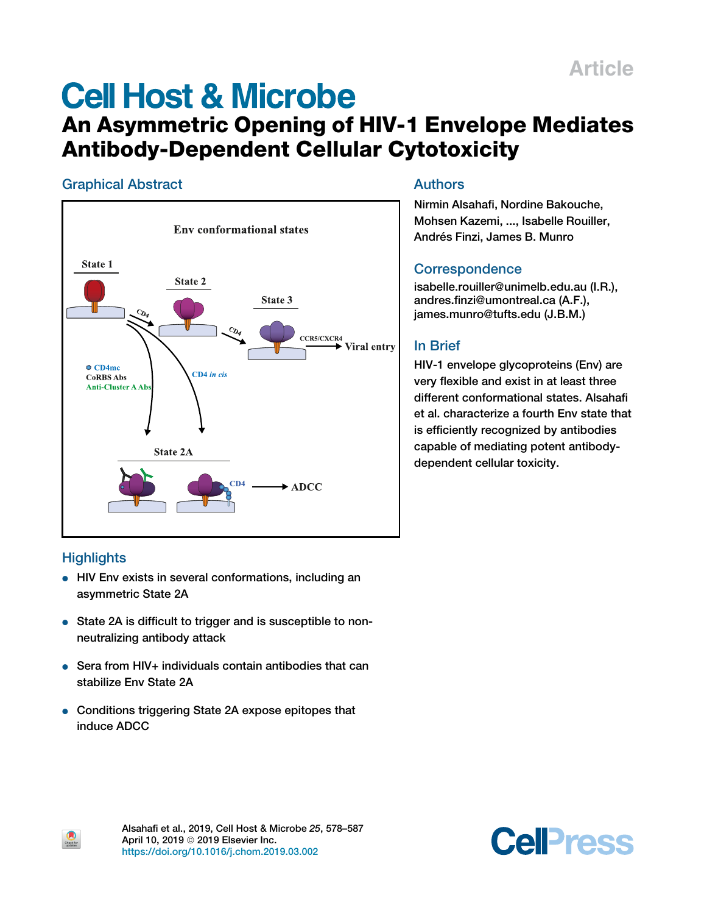Article

# Cell Host & Microbe

## An Asymmetric Opening of HIV-1 Envelope Mediates Antibody-Dependent Cellular Cytotoxicity

### Graphical Abstract

Env conformational states

State 1

State 2

State 3

CD4

CD4

CCR5/CXCR4

Viral entry

CD4mc

CoRBS Abs

Anti-Cluster A Abs

CD4 *in cis*

State 2A

CD4

ADCC

### Authors

Nirmin Alsahafi, Nordine Bakouche, Mohsen Kazemi, ..., Isabelle Rouiller, Andrés Finzi, James B. Munro

### Correspondence

isabelle.rouiller@unimelb.edu.au (I.R.), andres.finzi@umontreal.ca (A.F.), james.munro@tufts.edu (J.B.M.)

### In Brief

HIV-1 envelope glycoproteins (Env) are very flexible and exist in at least three different conformational states. Alsahafi et al. characterize a fourth Env state that is efficiently recognized by antibodies capable of mediating potent antibody-dependent cellular toxicity.

### Highlights

- HIV Env exists in several conformations, including an asymmetric State 2A
- State 2A is difficult to trigger and is susceptible to non-neutralizing antibody attack
- Sera from HIV+ individuals contain antibodies that can stabilize Env State 2A
- Conditions triggering State 2A expose epitopes that induce ADCC

Alsahafi et al., 2019, Cell Host & Microbe *25*, 578–587
April 10, 2019 © 2019 Elsevier Inc.
https://doi.org/10.1016/j.chom.2019.03.002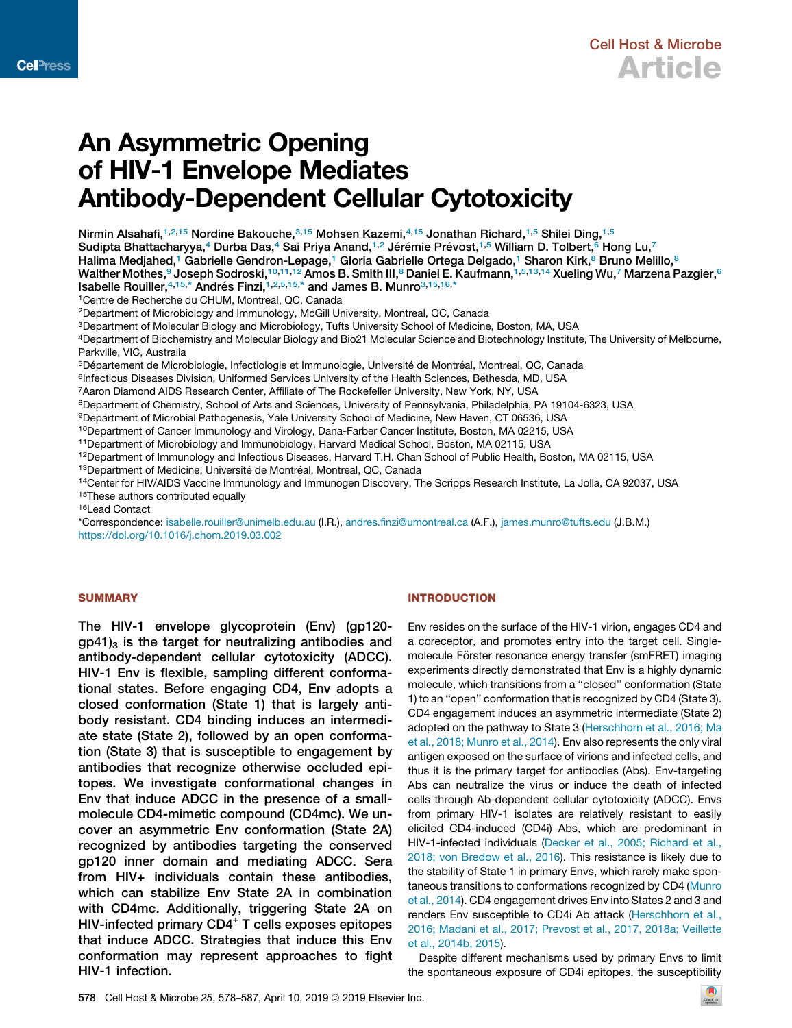# An Asymmetric Opening of HIV-1 Envelope Mediates Antibody-Dependent Cellular Cytotoxicity

Nirmin Alsahafi,[1,2,15] Nordine Bakouche,[3,15] Mohsen Kazemi,[4,15] Jonathan Richard,[1,5] Shilei Ding,[1,5] Sudipta Bhattacharyya,[4] Durba Das,[4] Sai Priya Anand,[1,2] Jérémie Prévost,[1,5] William D. Tolbert,[6] Hong Lu,[7] Halima Medjahed,[1] Gabrielle Gendron-Lepage,[1] Gloria Gabrielle Ortega Delgado,[1] Sharon Kirk,[8] Bruno Melillo,[8] Walther Mothes,[9] Joseph Sodroski,[10,11,12] Amos B. Smith III,[8] Daniel E. Kaufmann,[1,5,13,14] Xueling Wu,[7] Marzena Pazgier,[6] Isabelle Rouiller,[4,15,*] Andrés Finzi,[1,2,5,15,*] and James B. Munro[3,15,16,*]

[1]Centre de Recherche du CHUM, Montreal, QC, Canada
[2]Department of Microbiology and Immunology, McGill University, Montreal, QC, Canada
[3]Department of Molecular Biology and Microbiology, Tufts University School of Medicine, Boston, MA, USA
[4]Department of Biochemistry and Molecular Biology and Bio21 Molecular Science and Biotechnology Institute, The University of Melbourne, Parkville, VIC, Australia
[5]Département de Microbiologie, Infectiologie et Immunologie, Université de Montréal, Montreal, QC, Canada
[6]Infectious Diseases Division, Uniformed Services University of the Health Sciences, Bethesda, MD, USA
[7]Aaron Diamond AIDS Research Center, Affiliate of The Rockefeller University, New York, NY, USA
[8]Department of Chemistry, School of Arts and Sciences, University of Pennsylvania, Philadelphia, PA 19104-6323, USA
[9]Department of Microbial Pathogenesis, Yale University School of Medicine, New Haven, CT 06536, USA
[10]Department of Cancer Immunology and Virology, Dana-Farber Cancer Institute, Boston, MA 02215, USA
[11]Department of Microbiology and Immunobiology, Harvard Medical School, Boston, MA 02115, USA
[12]Department of Immunology and Infectious Diseases, Harvard T.H. Chan School of Public Health, Boston, MA 02115, USA
[13]Department of Medicine, Université de Montréal, Montreal, QC, Canada
[14]Center for HIV/AIDS Vaccine Immunology and Immunogen Discovery, The Scripps Research Institute, La Jolla, CA 92037, USA
[15]These authors contributed equally
[16]Lead Contact
*Correspondence: isabelle.rouiller@unimelb.edu.au (I.R.), andres.finzi@umontreal.ca (A.F.), james.munro@tufts.edu (J.B.M.)
https://doi.org/10.1016/j.chom.2019.03.002

## SUMMARY

**The HIV-1 envelope glycoprotein (Env) (gp120-gp41)$_3$ is the target for neutralizing antibodies and antibody-dependent cellular cytotoxicity (ADCC). HIV-1 Env is flexible, sampling different conformational states. Before engaging CD4, Env adopts a closed conformation (State 1) that is largely antibody resistant. CD4 binding induces an intermediate state (State 2), followed by an open conformation (State 3) that is susceptible to engagement by antibodies that recognize otherwise occluded epitopes. We investigate conformational changes in Env that induce ADCC in the presence of a small-molecule CD4-mimetic compound (CD4mc). We uncover an asymmetric Env conformation (State 2A) recognized by antibodies targeting the conserved gp120 inner domain and mediating ADCC. Sera from HIV+ individuals contain these antibodies, which can stabilize Env State 2A in combination with CD4mc. Additionally, triggering State 2A on HIV-infected primary CD4$^+$ T cells exposes epitopes that induce ADCC. Strategies that induce this Env conformation may represent approaches to fight HIV-1 infection.**

## INTRODUCTION

Env resides on the surface of the HIV-1 virion, engages CD4 and a coreceptor, and promotes entry into the target cell. Single-molecule Förster resonance energy transfer (smFRET) imaging experiments directly demonstrated that Env is a highly dynamic molecule, which transitions from a "closed" conformation (State 1) to an "open" conformation that is recognized by CD4 (State 3). CD4 engagement induces an asymmetric intermediate (State 2) adopted on the pathway to State 3 (Herschhorn et al., 2016; Ma et al., 2018; Munro et al., 2014). Env also represents the only viral antigen exposed on the surface of virions and infected cells, and thus it is the primary target for antibodies (Abs). Env-targeting Abs can neutralize the virus or induce the death of infected cells through Ab-dependent cellular cytotoxicity (ADCC). Envs from primary HIV-1 isolates are relatively resistant to easily elicited CD4-induced (CD4i) Abs, which are predominant in HIV-1-infected individuals (Decker et al., 2005; Richard et al., 2018; von Bredow et al., 2016). This resistance is likely due to the stability of State 1 in primary Envs, which rarely make spontaneous transitions to conformations recognized by CD4 (Munro et al., 2014). CD4 engagement drives Env into States 2 and 3 and renders Env susceptible to CD4i Ab attack (Herschhorn et al., 2016; Madani et al., 2017; Prevost et al., 2017, 2018a; Veillette et al., 2014b, 2015).

Despite different mechanisms used by primary Envs to limit the spontaneous exposure of CD4i epitopes, the susceptibility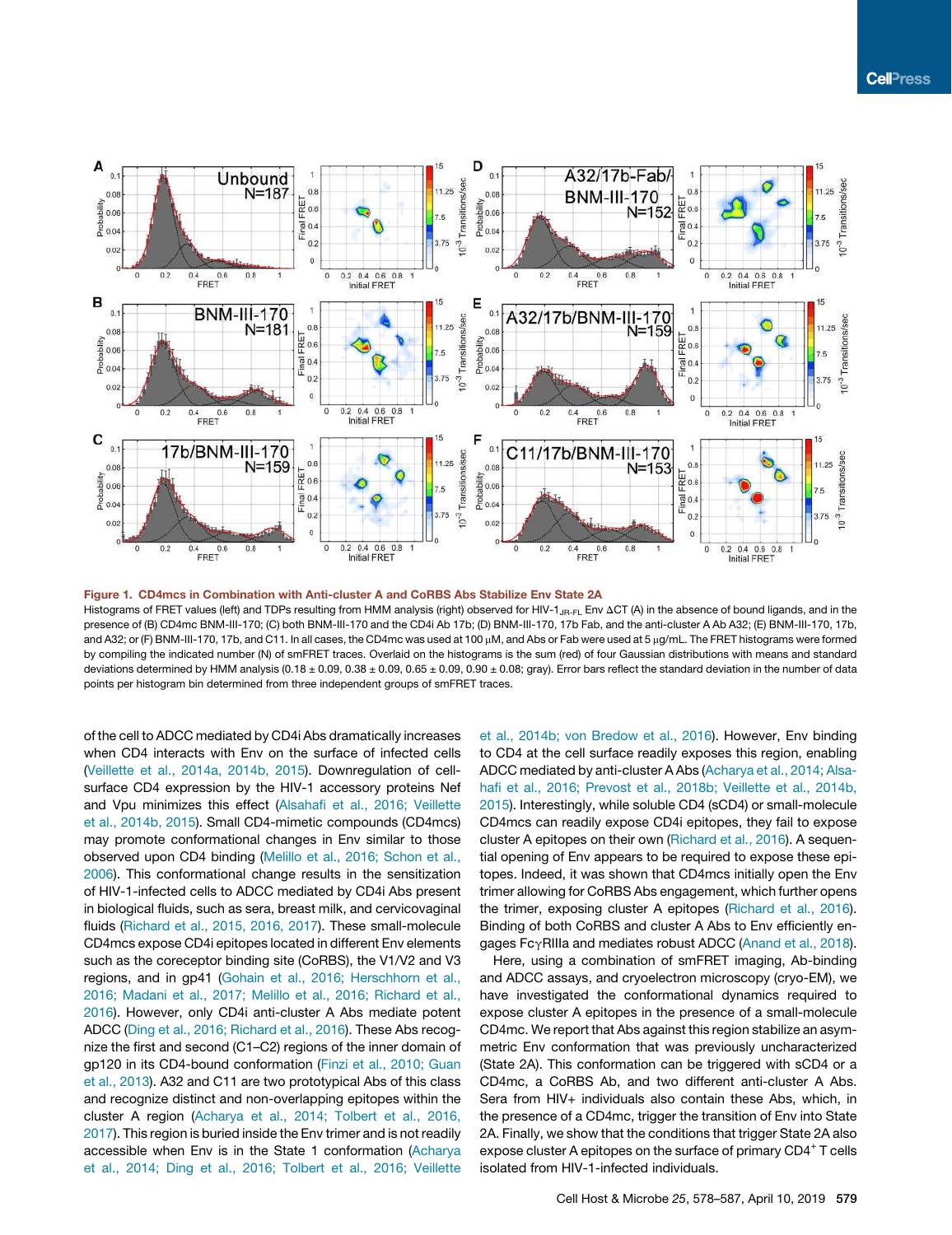**Figure 1. CD4mcs in Combination with Anti-cluster A and CoRBS Abs Stabilize Env State 2A**

Histograms of FRET values (left) and TDPs resulting from HMM analysis (right) observed for HIV-1$_{JR-FL}$ Env ΔCT (A) in the absence of bound ligands, and in the presence of (B) CD4mc BNM-III-170; (C) both BNM-III-170 and the CD4i Ab 17b; (D) BNM-III-170, 17b Fab, and the anti-cluster A Ab A32; (E) BNM-III-170, 17b, and A32; or (F) BNM-III-170, 17b, and C11. In all cases, the CD4mc was used at 100 μM, and Abs or Fab were used at 5 μg/mL. The FRET histograms were formed by compiling the indicated number (N) of smFRET traces. Overlaid on the histograms is the sum (red) of four Gaussian distributions with means and standard deviations determined by HMM analysis (0.18 ± 0.09, 0.38 ± 0.09, 0.65 ± 0.09, 0.90 ± 0.08; gray). Error bars reflect the standard deviation in the number of data points per histogram bin determined from three independent groups of smFRET traces.

of the cell to ADCC mediated by CD4i Abs dramatically increases when CD4 interacts with Env on the surface of infected cells (Veillette et al., 2014a, 2014b, 2015). Downregulation of cell-surface CD4 expression by the HIV-1 accessory proteins Nef and Vpu minimizes this effect (Alsahafi et al., 2016; Veillette et al., 2014b, 2015). Small CD4-mimetic compounds (CD4mcs) may promote conformational changes in Env similar to those observed upon CD4 binding (Melillo et al., 2016; Schon et al., 2006). This conformational change results in the sensitization of HIV-1-infected cells to ADCC mediated by CD4i Abs present in biological fluids, such as sera, breast milk, and cervicovaginal fluids (Richard et al., 2015, 2016, 2017). These small-molecule CD4mcs expose CD4i epitopes located in different Env elements such as the coreceptor binding site (CoRBS), the V1/V2 and V3 regions, and in gp41 (Gohain et al., 2016; Herschhorn et al., 2016; Madani et al., 2017; Melillo et al., 2016; Richard et al., 2016). However, only CD4i anti-cluster A Abs mediate potent ADCC (Ding et al., 2016; Richard et al., 2016). These Abs recognize the first and second (C1–C2) regions of the inner domain of gp120 in its CD4-bound conformation (Finzi et al., 2010; Guan et al., 2013). A32 and C11 are two prototypical Abs of this class and recognize distinct and non-overlapping epitopes within the cluster A region (Acharya et al., 2014; Tolbert et al., 2016, 2017). This region is buried inside the Env trimer and is not readily accessible when Env is in the State 1 conformation (Acharya et al., 2014; Ding et al., 2016; Tolbert et al., 2016; Veillette et al., 2014b; von Bredow et al., 2016). However, Env binding to CD4 at the cell surface readily exposes this region, enabling ADCC mediated by anti-cluster A Abs (Acharya et al., 2014; Alsahafi et al., 2016; Prevost et al., 2018b; Veillette et al., 2014b, 2015). Interestingly, while soluble CD4 (sCD4) or small-molecule CD4mcs can readily expose CD4i epitopes, they fail to expose cluster A epitopes on their own (Richard et al., 2016). A sequential opening of Env appears to be required to expose these epitopes. Indeed, it was shown that CD4mcs initially open the Env trimer allowing for CoRBS Abs engagement, which further opens the trimer, exposing cluster A epitopes (Richard et al., 2016). Binding of both CoRBS and cluster A Abs to Env efficiently engages FcγRIIIa and mediates robust ADCC (Anand et al., 2018).

Here, using a combination of smFRET imaging, Ab-binding and ADCC assays, and cryoelectron microscopy (cryo-EM), we have investigated the conformational dynamics required to expose cluster A epitopes in the presence of a small-molecule CD4mc. We report that Abs against this region stabilize an asymmetric Env conformation that was previously uncharacterized (State 2A). This conformation can be triggered with sCD4 or a CD4mc, a CoRBS Ab, and two different anti-cluster A Abs. Sera from HIV+ individuals also contain these Abs, which, in the presence of a CD4mc, trigger the transition of Env into State 2A. Finally, we show that the conditions that trigger State 2A also expose cluster A epitopes on the surface of primary CD4$^{+}$ T cells isolated from HIV-1-infected individuals.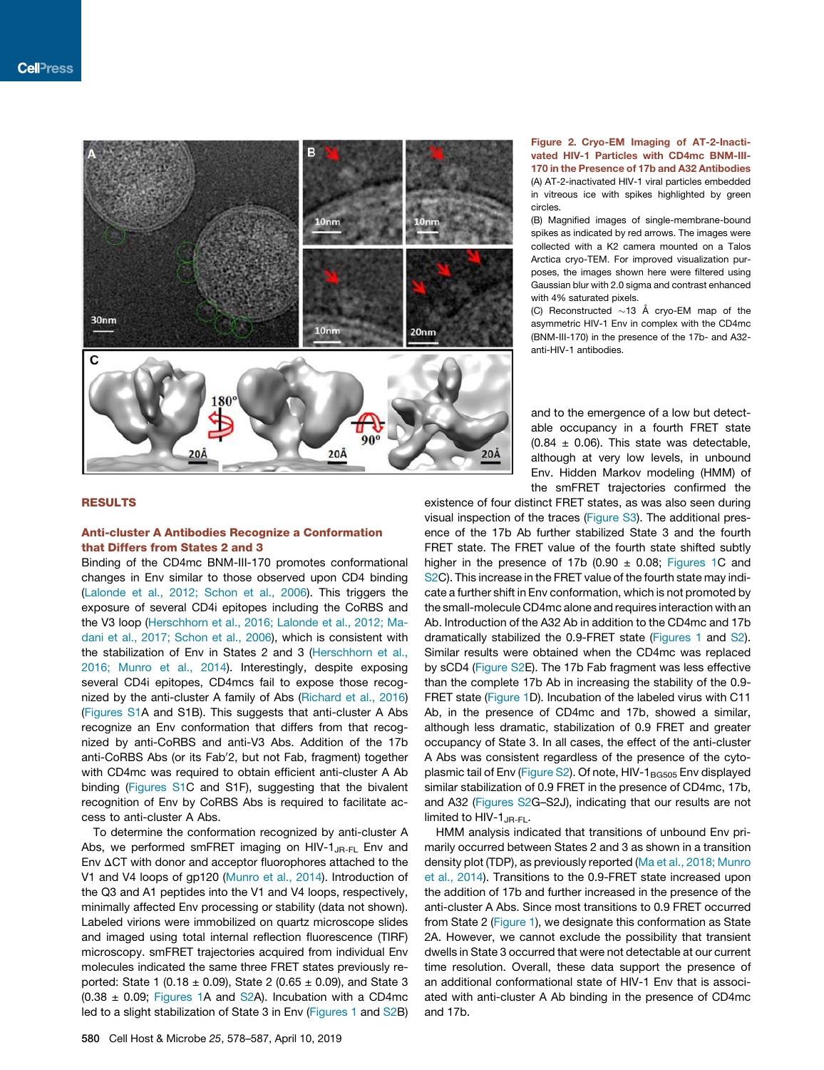**Figure 2. Cryo-EM Imaging of AT-2-Inactivated HIV-1 Particles with CD4mc BNM-III-170 in the Presence of 17b and A32 Antibodies**

(A) AT-2-inactivated HIV-1 viral particles embedded in vitreous ice with spikes highlighted by green circles.

(B) Magnified images of single-membrane-bound spikes as indicated by red arrows. The images were collected with a K2 camera mounted on a Talos Arctica cryo-TEM. For improved visualization purposes, the images shown here were filtered using Gaussian blur with 2.0 sigma and contrast enhanced with 4% saturated pixels.

(C) Reconstructed ~13 Å cryo-EM map of the asymmetric HIV-1 Env in complex with the CD4mc (BNM-III-170) in the presence of the 17b- and A32-anti-HIV-1 antibodies.

## RESULTS

### Anti-cluster A Antibodies Recognize a Conformation that Differs from States 2 and 3

Binding of the CD4mc BNM-III-170 promotes conformational changes in Env similar to those observed upon CD4 binding (Lalonde et al., 2012; Schon et al., 2006). This triggers the exposure of several CD4i epitopes including the CoRBS and the V3 loop (Herschhorn et al., 2016; Lalonde et al., 2012; Madani et al., 2017; Schon et al., 2006), which is consistent with the stabilization of Env in States 2 and 3 (Herschhorn et al., 2016; Munro et al., 2014). Interestingly, despite exposing several CD4i epitopes, CD4mcs fail to expose those recognized by the anti-cluster A family of Abs (Richard et al., 2016) (Figures S1A and S1B). This suggests that anti-cluster A Abs recognize an Env conformation that differs from that recognized by anti-CoRBS and anti-V3 Abs. Addition of the 17b anti-CoRBS Abs (or its Fab′2, but not Fab, fragment) together with CD4mc was required to obtain efficient anti-cluster A Ab binding (Figures S1C and S1F), suggesting that the bivalent recognition of Env by CoRBS Abs is required to facilitate access to anti-cluster A Abs.

To determine the conformation recognized by anti-cluster A Abs, we performed smFRET imaging on HIV-$1_{JR\text{-}FL}$ Env and Env ΔCT with donor and acceptor fluorophores attached to the V1 and V4 loops of gp120 (Munro et al., 2014). Introduction of the Q3 and A1 peptides into the V1 and V4 loops, respectively, minimally affected Env processing or stability (data not shown). Labeled virions were immobilized on quartz microscope slides and imaged using total internal reflection fluorescence (TIRF) microscopy. smFRET trajectories acquired from individual Env molecules indicated the same three FRET states previously reported: State 1 (0.18 ± 0.09), State 2 (0.65 ± 0.09), and State 3 (0.38 ± 0.09; Figures 1A and S2A). Incubation with a CD4mc led to a slight stabilization of State 3 in Env (Figures 1 and S2B) and to the emergence of a low but detectable occupancy in a fourth FRET state (0.84 ± 0.06). This state was detectable, although at very low levels, in unbound Env. Hidden Markov modeling (HMM) of the smFRET trajectories confirmed the existence of four distinct FRET states, as was also seen during visual inspection of the traces (Figure S3). The additional presence of the 17b Ab further stabilized State 3 and the fourth FRET state. The FRET value of the fourth state shifted subtly higher in the presence of 17b (0.90 ± 0.08; Figures 1C and S2C). This increase in the FRET value of the fourth state may indicate a further shift in Env conformation, which is not promoted by the small-molecule CD4mc alone and requires interaction with an Ab. Introduction of the A32 Ab in addition to the CD4mc and 17b dramatically stabilized the 0.9-FRET state (Figures 1 and S2). Similar results were obtained when the CD4mc was replaced by sCD4 (Figure S2E). The 17b Fab fragment was less effective than the complete 17b Ab in increasing the stability of the 0.9-FRET state (Figure 1D). Incubation of the labeled virus with C11 Ab, in the presence of CD4mc and 17b, showed a similar, although less dramatic, stabilization of 0.9 FRET and greater occupancy of State 3. In all cases, the effect of the anti-cluster A Abs was consistent regardless of the presence of the cytoplasmic tail of Env (Figure S2). Of note, HIV-$1_{BG505}$ Env displayed similar stabilization of 0.9 FRET in the presence of CD4mc, 17b, and A32 (Figures S2G–S2J), indicating that our results are not limited to HIV-$1_{JR\text{-}FL}$.

HMM analysis indicated that transitions of unbound Env primarily occurred between States 2 and 3 as shown in a transition density plot (TDP), as previously reported (Ma et al., 2018; Munro et al., 2014). Transitions to the 0.9-FRET state increased upon the addition of 17b and further increased in the presence of the anti-cluster A Abs. Since most transitions to 0.9 FRET occurred from State 2 (Figure 1), we designate this conformation as State 2A. However, we cannot exclude the possibility that transient dwells in State 3 occurred that were not detectable at our current time resolution. Overall, these data support the presence of an additional conformational state of HIV-1 Env that is associated with anti-cluster A Ab binding in the presence of CD4mc and 17b.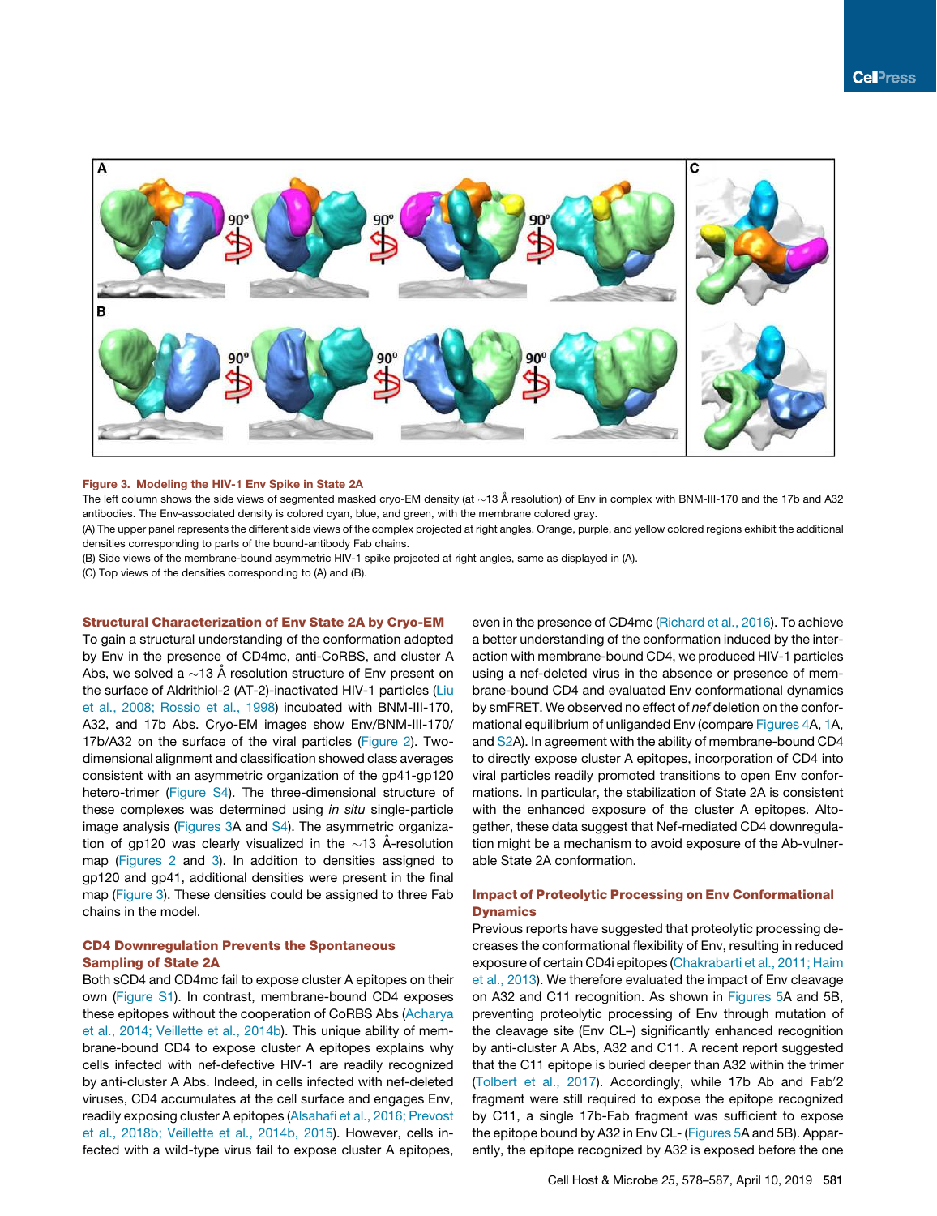**Figure 3. Modeling the HIV-1 Env Spike in State 2A**

The left column shows the side views of segmented masked cryo-EM density (at ~13 Å resolution) of Env in complex with BNM-III-170 and the 17b and A32 antibodies. The Env-associated density is colored cyan, blue, and green, with the membrane colored gray.

(A) The upper panel represents the different side views of the complex projected at right angles. Orange, purple, and yellow colored regions exhibit the additional densities corresponding to parts of the bound-antibody Fab chains.

(B) Side views of the membrane-bound asymmetric HIV-1 spike projected at right angles, same as displayed in (A).

(C) Top views of the densities corresponding to (A) and (B).

### Structural Characterization of Env State 2A by Cryo-EM

To gain a structural understanding of the conformation adopted by Env in the presence of CD4mc, anti-CoRBS, and cluster A Abs, we solved a ~13 Å resolution structure of Env present on the surface of Aldrithiol-2 (AT-2)-inactivated HIV-1 particles (Liu et al., 2008; Rossio et al., 1998) incubated with BNM-III-170, A32, and 17b Abs. Cryo-EM images show Env/BNM-III-170/17b/A32 on the surface of the viral particles (Figure 2). Two-dimensional alignment and classification showed class averages consistent with an asymmetric organization of the gp41-gp120 hetero-trimer (Figure S4). The three-dimensional structure of these complexes was determined using *in situ* single-particle image analysis (Figures 3A and S4). The asymmetric organization of gp120 was clearly visualized in the ~13 Å-resolution map (Figures 2 and 3). In addition to densities assigned to gp120 and gp41, additional densities were present in the final map (Figure 3). These densities could be assigned to three Fab chains in the model.

### CD4 Downregulation Prevents the Spontaneous Sampling of State 2A

Both sCD4 and CD4mc fail to expose cluster A epitopes on their own (Figure S1). In contrast, membrane-bound CD4 exposes these epitopes without the cooperation of CoRBS Abs (Acharya et al., 2014; Veillette et al., 2014b). This unique ability of membrane-bound CD4 to expose cluster A epitopes explains why cells infected with nef-defective HIV-1 are readily recognized by anti-cluster A Abs. Indeed, in cells infected with nef-deleted viruses, CD4 accumulates at the cell surface and engages Env, readily exposing cluster A epitopes (Alsahafi et al., 2016; Prevost et al., 2018b; Veillette et al., 2014b, 2015). However, cells infected with a wild-type virus fail to expose cluster A epitopes, even in the presence of CD4mc (Richard et al., 2016). To achieve a better understanding of the conformation induced by the interaction with membrane-bound CD4, we produced HIV-1 particles using a nef-deleted virus in the absence or presence of membrane-bound CD4 and evaluated Env conformational dynamics by smFRET. We observed no effect of *nef* deletion on the conformational equilibrium of unliganded Env (compare Figures 4A, 1A, and S2A). In agreement with the ability of membrane-bound CD4 to directly expose cluster A epitopes, incorporation of CD4 into viral particles readily promoted transitions to open Env conformations. In particular, the stabilization of State 2A is consistent with the enhanced exposure of the cluster A epitopes. Altogether, these data suggest that Nef-mediated CD4 downregulation might be a mechanism to avoid exposure of the Ab-vulnerable State 2A conformation.

### Impact of Proteolytic Processing on Env Conformational Dynamics

Previous reports have suggested that proteolytic processing decreases the conformational flexibility of Env, resulting in reduced exposure of certain CD4i epitopes (Chakrabarti et al., 2011; Haim et al., 2013). We therefore evaluated the impact of Env cleavage on A32 and C11 recognition. As shown in Figures 5A and 5B, preventing proteolytic processing of Env through mutation of the cleavage site (Env CL–) significantly enhanced recognition by anti-cluster A Abs, A32 and C11. A recent report suggested that the C11 epitope is buried deeper than A32 within the trimer (Tolbert et al., 2017). Accordingly, while 17b Ab and Fab′2 fragment were still required to expose the epitope recognized by C11, a single 17b-Fab fragment was sufficient to expose the epitope bound by A32 in Env CL- (Figures 5A and 5B). Apparently, the epitope recognized by A32 is exposed before the one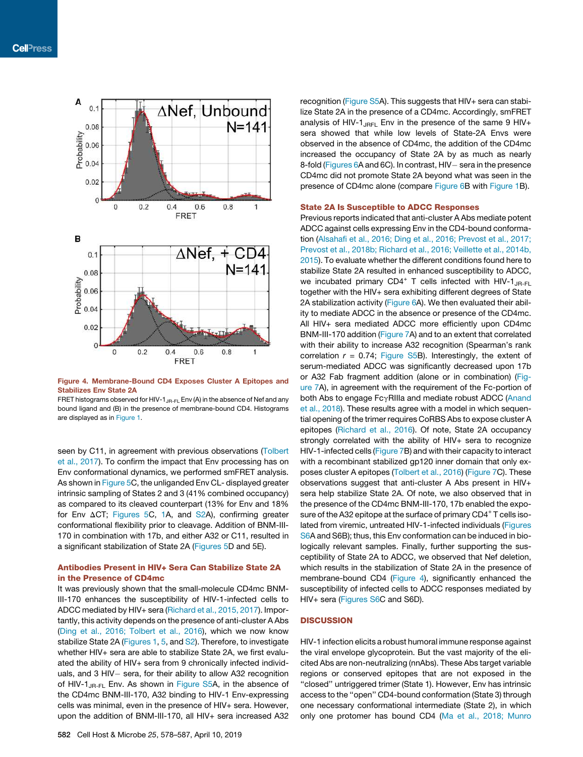**Figure 4. Membrane-Bound CD4 Exposes Cluster A Epitopes and Stabilizes Env State 2A**

FRET histograms observed for HIV-1$_{JR-FL}$ Env (A) in the absence of Nef and any bound ligand and (B) in the presence of membrane-bound CD4. Histograms are displayed as in Figure 1.

seen by C11, in agreement with previous observations (Tolbert et al., 2017). To confirm the impact that Env processing has on Env conformational dynamics, we performed smFRET analysis. As shown in Figure 5C, the unliganded Env CL- displayed greater intrinsic sampling of States 2 and 3 (41% combined occupancy) as compared to its cleaved counterpart (13% for Env and 18% for Env ΔCT; Figures 5C, 1A, and S2A), confirming greater conformational flexibility prior to cleavage. Addition of BNM-III-170 in combination with 17b, and either A32 or C11, resulted in a significant stabilization of State 2A (Figures 5D and 5E).

## Antibodies Present in HIV+ Sera Can Stabilize State 2A in the Presence of CD4mc

It was previously shown that the small-molecule CD4mc BNM-III-170 enhances the susceptibility of HIV-1-infected cells to ADCC mediated by HIV+ sera (Richard et al., 2015, 2017). Importantly, this activity depends on the presence of anti-cluster A Abs (Ding et al., 2016; Tolbert et al., 2016), which we now know stabilize State 2A (Figures 1, 5, and S2). Therefore, to investigate whether HIV+ sera are able to stabilize State 2A, we first evaluated the ability of HIV+ sera from 9 chronically infected individuals, and 3 HIV− sera, for their ability to allow A32 recognition of HIV-1$_{JR-FL}$ Env. As shown in Figure S5A, in the absence of the CD4mc BNM-III-170, A32 binding to HIV-1 Env-expressing cells was minimal, even in the presence of HIV+ sera. However, upon the addition of BNM-III-170, all HIV+ sera increased A32 recognition (Figure S5A). This suggests that HIV+ sera can stabilize State 2A in the presence of a CD4mc. Accordingly, smFRET analysis of HIV-1$_{JRFL}$ Env in the presence of the same 9 HIV+ sera showed that while low levels of State-2A Envs were observed in the absence of CD4mc, the addition of the CD4mc increased the occupancy of State 2A by as much as nearly 8-fold (Figures 6A and 6C). In contrast, HIV− sera in the presence CD4mc did not promote State 2A beyond what was seen in the presence of CD4mc alone (compare Figure 6B with Figure 1B).

## State 2A Is Susceptible to ADCC Responses

Previous reports indicated that anti-cluster A Abs mediate potent ADCC against cells expressing Env in the CD4-bound conformation (Alsahafi et al., 2016; Ding et al., 2016; Prevost et al., 2017; Prevost et al., 2018b; Richard et al., 2016; Veillette et al., 2014b, 2015). To evaluate whether the different conditions found here to stabilize State 2A resulted in enhanced susceptibility to ADCC, we incubated primary CD4$^{+}$ T cells infected with HIV-1$_{JR-FL}$ together with the HIV+ sera exhibiting different degrees of State 2A stabilization activity (Figure 6A). We then evaluated their ability to mediate ADCC in the absence or presence of the CD4mc. All HIV+ sera mediated ADCC more efficiently upon CD4mc BNM-III-170 addition (Figure 7A) and to an extent that correlated with their ability to increase A32 recognition (Spearman's rank correlation $r$ = 0.74; Figure S5B). Interestingly, the extent of serum-mediated ADCC was significantly decreased upon 17b or A32 Fab fragment addition (alone or in combination) (Figure 7A), in agreement with the requirement of the Fc-portion of both Abs to engage FcγRIIIa and mediate robust ADCC (Anand et al., 2018). These results agree with a model in which sequential opening of the trimer requires CoRBS Abs to expose cluster A epitopes (Richard et al., 2016). Of note, State 2A occupancy strongly correlated with the ability of HIV+ sera to recognize HIV-1-infected cells (Figure 7B) and with their capacity to interact with a recombinant stabilized gp120 inner domain that only exposes cluster A epitopes (Tolbert et al., 2016) (Figure 7C). These observations suggest that anti-cluster A Abs present in HIV+ sera help stabilize State 2A. Of note, we also observed that in the presence of the CD4mc BNM-III-170, 17b enabled the exposure of the A32 epitope at the surface of primary CD4$^{+}$ T cells isolated from viremic, untreated HIV-1-infected individuals (Figures S6A and S6B); thus, this Env conformation can be induced in biologically relevant samples. Finally, further supporting the susceptibility of State 2A to ADCC, we observed that Nef deletion, which results in the stabilization of State 2A in the presence of membrane-bound CD4 (Figure 4), significantly enhanced the susceptibility of infected cells to ADCC responses mediated by HIV+ sera (Figures S6C and S6D).

## DISCUSSION

HIV-1 infection elicits a robust humoral immune response against the viral envelope glycoprotein. But the vast majority of the elicited Abs are non-neutralizing (nnAbs). These Abs target variable regions or conserved epitopes that are not exposed in the "closed" untriggered trimer (State 1). However, Env has intrinsic access to the "open" CD4-bound conformation (State 3) through one necessary conformational intermediate (State 2), in which only one protomer has bound CD4 (Ma et al., 2018; Munro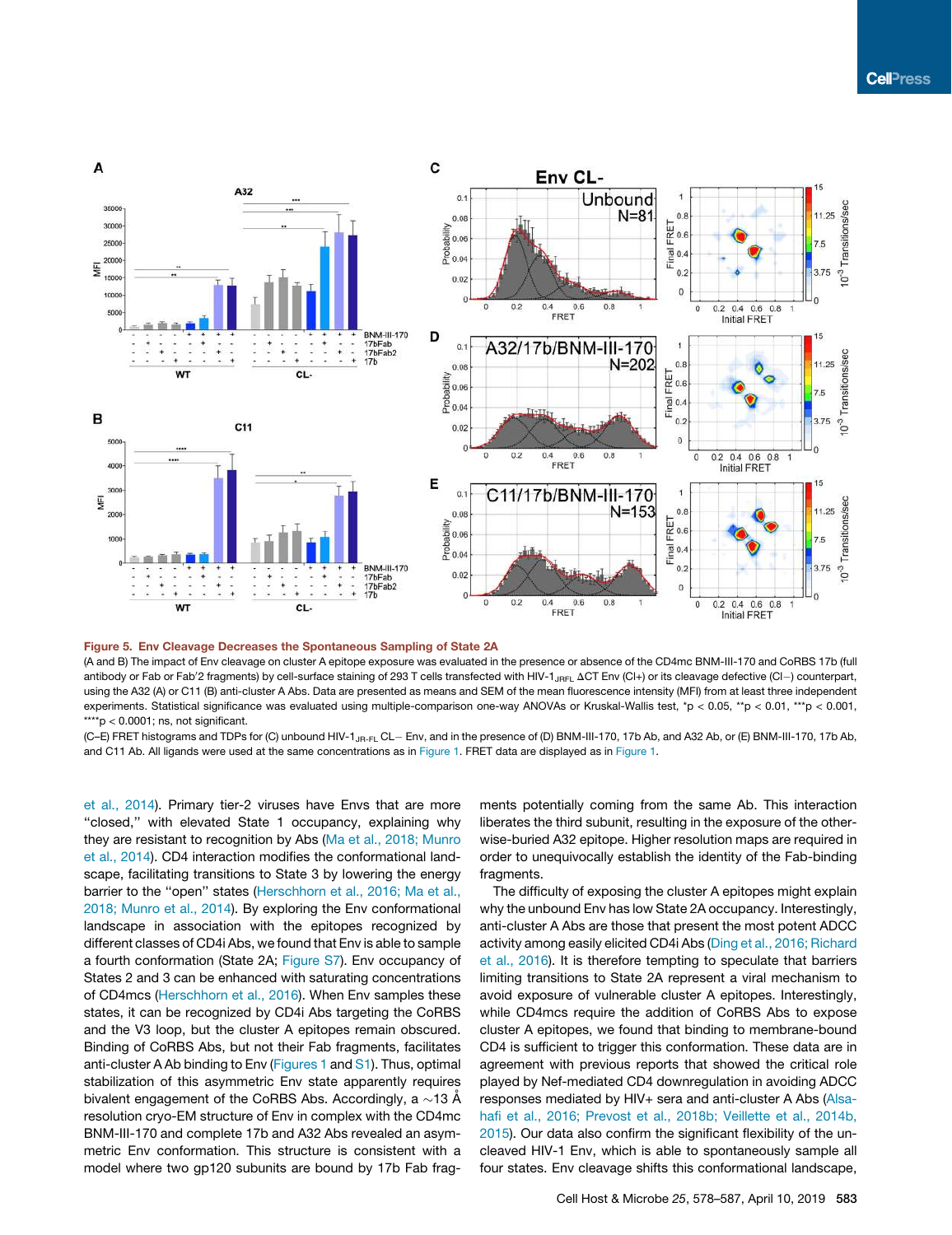**Figure 5. Env Cleavage Decreases the Spontaneous Sampling of State 2A**

(A and B) The impact of Env cleavage on cluster A epitope exposure was evaluated in the presence or absence of the CD4mc BNM-III-170 and CoRBS 17b (full antibody or Fab or Fab'2 fragments) by cell-surface staining of 293 T cells transfected with HIV-$1_{JRFL}$ ΔCT Env (Cl+) or its cleavage defective (Cl−) counterpart, using the A32 (A) or C11 (B) anti-cluster A Abs. Data are presented as means and SEM of the mean fluorescence intensity (MFI) from at least three independent experiments. Statistical significance was evaluated using multiple-comparison one-way ANOVAs or Kruskal-Wallis test, \*$p < 0.05$, \*\*$p < 0.01$, \*\*\*$p < 0.001$, \*\*\*\*$p < 0.0001$; ns, not significant.

(C–E) FRET histograms and TDPs for (C) unbound HIV-$1_{JR-FL}$ CL− Env, and in the presence of (D) BNM-III-170, 17b Ab, and A32 Ab, or (E) BNM-III-170, 17b Ab, and C11 Ab. All ligands were used at the same concentrations as in Figure 1. FRET data are displayed as in Figure 1.

et al., 2014). Primary tier-2 viruses have Envs that are more "closed," with elevated State 1 occupancy, explaining why they are resistant to recognition by Abs (Ma et al., 2018; Munro et al., 2014). CD4 interaction modifies the conformational landscape, facilitating transitions to State 3 by lowering the energy barrier to the "open" states (Herschhorn et al., 2016; Ma et al., 2018; Munro et al., 2014). By exploring the Env conformational landscape in association with the epitopes recognized by different classes of CD4i Abs, we found that Env is able to sample a fourth conformation (State 2A; Figure S7). Env occupancy of States 2 and 3 can be enhanced with saturating concentrations of CD4mcs (Herschhorn et al., 2016). When Env samples these states, it can be recognized by CD4i Abs targeting the CoRBS and the V3 loop, but the cluster A epitopes remain obscured. Binding of CoRBS Abs, but not their Fab fragments, facilitates anti-cluster A Ab binding to Env (Figures 1 and S1). Thus, optimal stabilization of this asymmetric Env state apparently requires bivalent engagement of the CoRBS Abs. Accordingly, a ~13 Å resolution cryo-EM structure of Env in complex with the CD4mc BNM-III-170 and complete 17b and A32 Abs revealed an asymmetric Env conformation. This structure is consistent with a model where two gp120 subunits are bound by 17b Fab fragments potentially coming from the same Ab. This interaction liberates the third subunit, resulting in the exposure of the otherwise-buried A32 epitope. Higher resolution maps are required in order to unequivocally establish the identity of the Fab-binding fragments.

The difficulty of exposing the cluster A epitopes might explain why the unbound Env has low State 2A occupancy. Interestingly, anti-cluster A Abs are those that showed the most potent ADCC activity among easily elicited CD4i Abs (Ding et al., 2016; Richard et al., 2016). It is therefore tempting to speculate that barriers limiting transitions to State 2A represent a viral mechanism to avoid exposure of vulnerable cluster A epitopes. Interestingly, while CD4mcs require the addition of CoRBS Abs to expose cluster A epitopes, we found that binding to membrane-bound CD4 is sufficient to trigger this conformation. These data are in agreement with previous reports that showed the critical role played by Nef-mediated CD4 downregulation in avoiding ADCC responses mediated by HIV+ sera and anti-cluster A Abs (Alsahafi et al., 2016; Prevost et al., 2018b; Veillette et al., 2014b, 2015). Our data also confirm the significant flexibility of the uncleaved HIV-1 Env, which is able to spontaneously sample all four states. Env cleavage shifts this conformational landscape,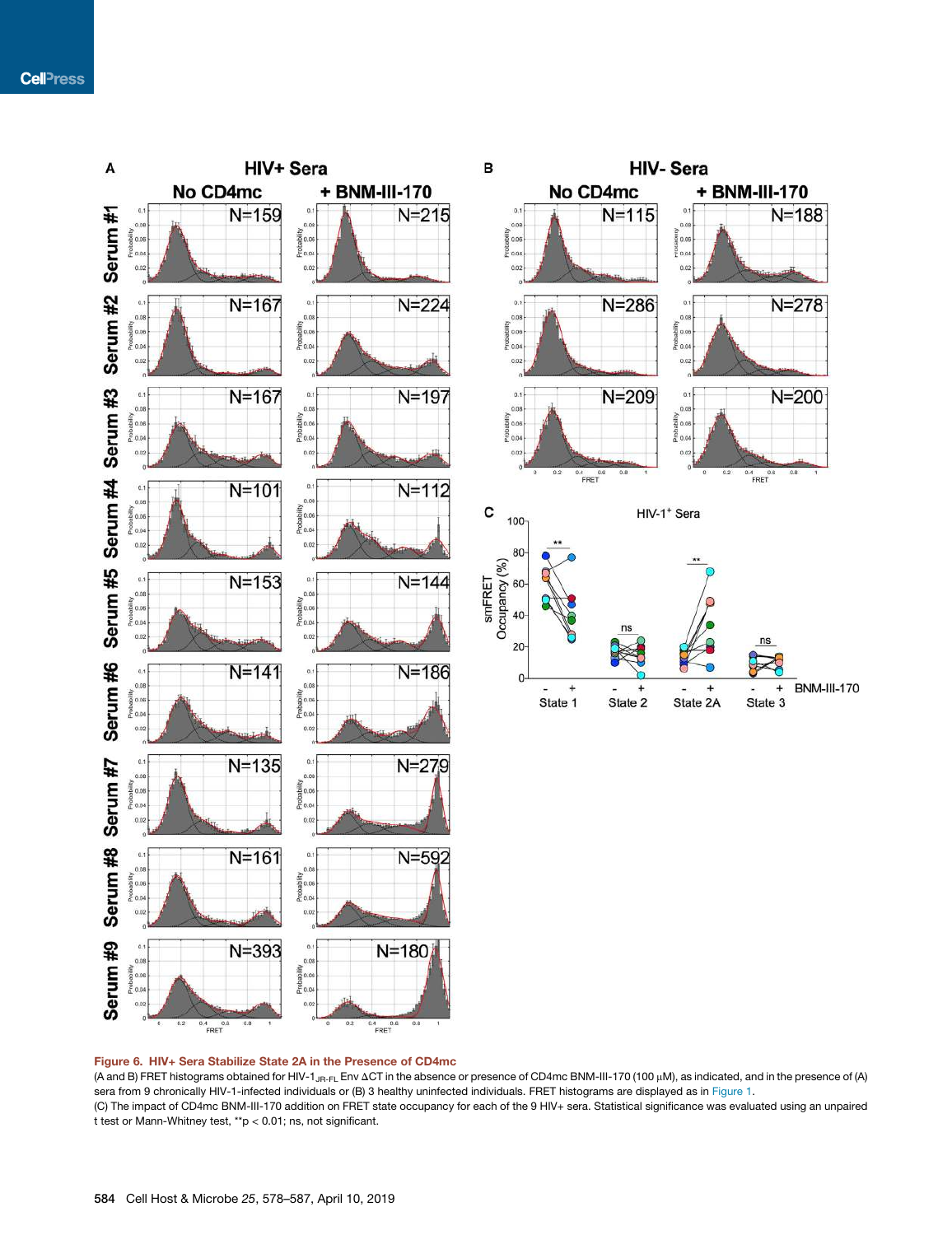**Figure 6. HIV+ Sera Stabilize State 2A in the Presence of CD4mc**

(A and B) FRET histograms obtained for HIV-1$_{JR-FL}$ Env ΔCT in the absence or presence of CD4mc BNM-III-170 (100 μM), as indicated, and in the presence of (A) sera from 9 chronically HIV-1-infected individuals or (B) 3 healthy uninfected individuals. FRET histograms are displayed as in Figure 1.

(C) The impact of CD4mc BNM-III-170 addition on FRET state occupancy for each of the 9 HIV+ sera. Statistical significance was evaluated using an unpaired t test or Mann-Whitney test, **$p < 0.01$; ns, not significant.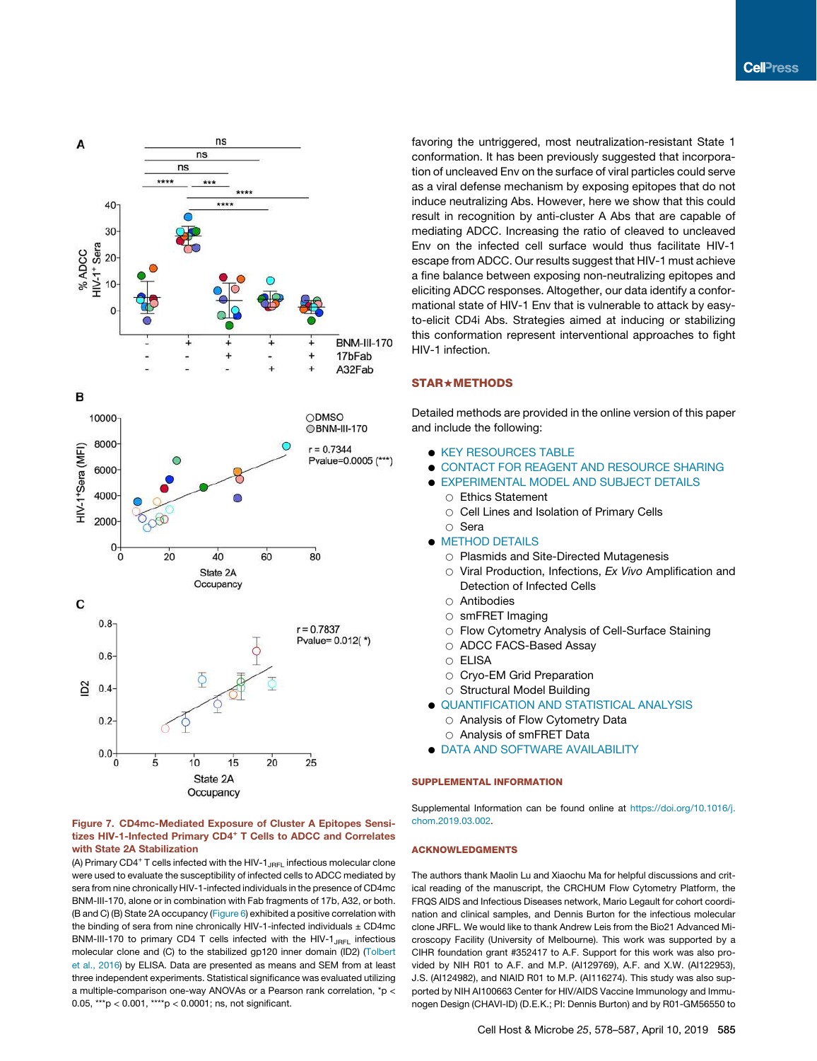**Figure 7. CD4mc-Mediated Exposure of Cluster A Epitopes Sensitizes HIV-1-Infected Primary CD4+ T Cells to ADCC and Correlates with State 2A Stabilization**

(A) Primary CD4+ T cells infected with the HIV-1$_{JRFL}$ infectious molecular clone were used to evaluate the susceptibility of infected cells to ADCC mediated by sera from nine chronically HIV-1-infected individuals in the presence of CD4mc BNM-III-170, alone or in combination with Fab fragments of 17b, A32, or both. (B and C) (B) State 2A occupancy (Figure 6) exhibited a positive correlation with the binding of sera from nine chronically HIV-1-infected individuals ± CD4mc BNM-III-170 to primary CD4 T cells infected with the HIV-1$_{JRFL}$ infectious molecular clone and (C) to the stabilized gp120 inner domain (ID2) (Tolbert et al., 2016) by ELISA. Data are presented as means and SEM from at least three independent experiments. Statistical significance was evaluated utilizing a multiple-comparison one-way ANOVAs or a Pearson rank correlation, *p < 0.05, ***p < 0.001, ****p < 0.0001; ns, not significant.

favoring the untriggered, most neutralization-resistant State 1 conformation. It has been previously suggested that incorporation of uncleaved Env on the surface of viral particles could serve as a viral defense mechanism by exposing epitopes that do not induce neutralizing Abs. However, here we show that this could result in recognition by anti-cluster A Abs that are capable of mediating ADCC. Increasing the ratio of cleaved to uncleaved Env on the infected cell surface would thus facilitate HIV-1 escape from ADCC. Our results suggest that HIV-1 must achieve a fine balance between exposing non-neutralizing epitopes and eliciting ADCC responses. Altogether, our data identify a conformational state of HIV-1 Env that is vulnerable to attack by easy-to-elicit CD4i Abs. Strategies aimed at inducing or stabilizing this conformation represent interventional approaches to fight HIV-1 infection.

## STAR★METHODS

Detailed methods are provided in the online version of this paper and include the following:

- KEY RESOURCES TABLE
- CONTACT FOR REAGENT AND RESOURCE SHARING
- EXPERIMENTAL MODEL AND SUBJECT DETAILS
  - Ethics Statement
  - Cell Lines and Isolation of Primary Cells
  - Sera
- METHOD DETAILS
  - Plasmids and Site-Directed Mutagenesis
  - Viral Production, Infections, *Ex Vivo* Amplification and Detection of Infected Cells
  - Antibodies
  - smFRET Imaging
  - Flow Cytometry Analysis of Cell-Surface Staining
  - ADCC FACS-Based Assay
  - ELISA
  - Cryo-EM Grid Preparation
  - Structural Model Building
- QUANTIFICATION AND STATISTICAL ANALYSIS
  - Analysis of Flow Cytometry Data
  - Analysis of smFRET Data
- DATA AND SOFTWARE AVAILABILITY

## SUPPLEMENTAL INFORMATION

Supplemental Information can be found online at https://doi.org/10.1016/j.chom.2019.03.002.

## ACKNOWLEDGMENTS

The authors thank Maolin Lu and Xiaochu Ma for helpful discussions and critical reading of the manuscript, the CRCHUM Flow Cytometry Platform, the FRQS AIDS and Infectious Diseases network, Mario Legault for cohort coordination and clinical samples, and Dennis Burton for the infectious molecular clone JRFL. We would like to thank Andrew Leis from the Bio21 Advanced Microscopy Facility (University of Melbourne). This work was supported by a CIHR foundation grant #352417 to A.F. Support for this work was also provided by NIH R01 to A.F. and M.P. (AI129769), A.F. and X.W. (AI122953), J.S. (AI124982), and NIAID R01 to M.P. (AI116274). This study was also supported by NIH AI100663 Center for HIV/AIDS Vaccine Immunology and Immunogen Design (CHAVI-ID) (D.E.K.; PI: Dennis Burton) and by R01-GM56550 to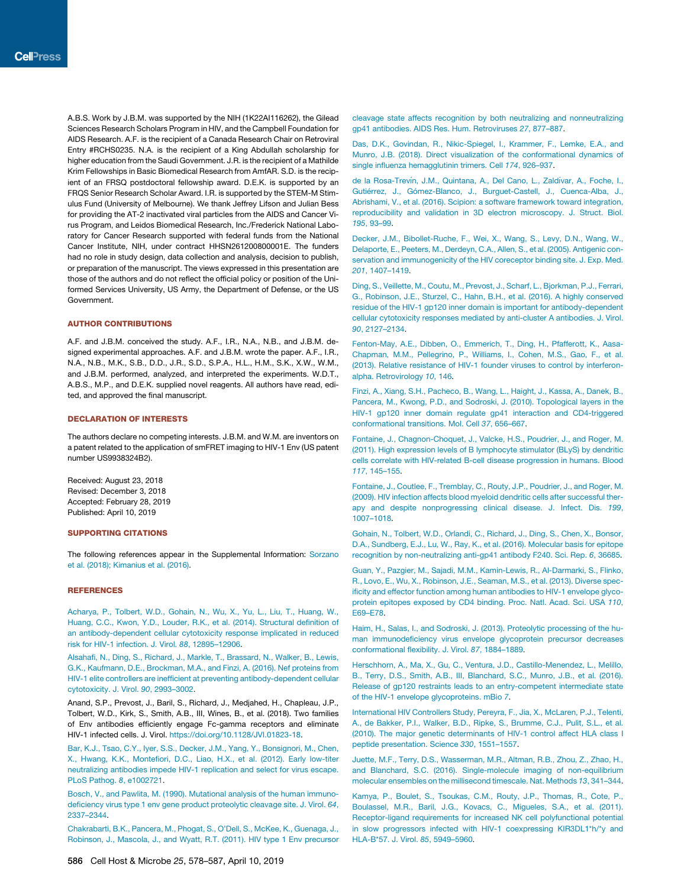A.B.S. Work by J.B.M. was supported by the NIH (1K22AI116262), the Gilead Sciences Research Scholars Program in HIV, and the Campbell Foundation for AIDS Research. A.F. is the recipient of a Canada Research Chair on Retroviral Entry #RCHS0235. N.A. is the recipient of a King Abdullah scholarship for higher education from the Saudi Government. J.R. is the recipient of a Mathilde Krim Fellowships in Basic Biomedical Research from AmfAR. S.D. is the recipient of an FRSQ postdoctoral fellowship award. D.E.K. is supported by an FRQS Senior Research Scholar Award. I.R. is supported by the STEM-M Stimulus Fund (University of Melbourne). We thank Jeffrey Lifson and Julian Bess for providing the AT-2 inactivated viral particles from the AIDS and Cancer Virus Program, and Leidos Biomedical Research, Inc./Frederick National Laboratory for Cancer Research supported with federal funds from the National Cancer Institute, NIH, under contract HHSN261200800001E. The funders had no role in study design, data collection and analysis, decision to publish, or preparation of the manuscript. The views expressed in this presentation are those of the authors and do not reflect the official policy or position of the Uniformed Services University, US Army, the Department of Defense, or the US Government.

## AUTHOR CONTRIBUTIONS

A.F. and J.B.M. conceived the study. A.F., I.R., N.A., N.B., and J.B.M. designed experimental approaches. A.F. and J.B.M. wrote the paper. A.F., I.R., N.A., N.B., M.K., S.B., D.D., J.R., S.D., S.P.A., H.L., H.M., S.K., X.W., W.M., and J.B.M. performed, analyzed, and interpreted the experiments. W.D.T., A.B.S., M.P., and D.E.K. supplied novel reagents. All authors have read, edited, and approved the final manuscript.

## DECLARATION OF INTERESTS

The authors declare no competing interests. J.B.M. and W.M. are inventors on a patent related to the application of smFRET imaging to HIV-1 Env (US patent number US9938324B2).

Received: August 23, 2018
Revised: December 3, 2018
Accepted: February 28, 2019
Published: April 10, 2019

## SUPPORTING CITATIONS

The following references appear in the Supplemental Information: Sorzano et al. (2018); Kimanius et al. (2016).

## REFERENCES

Acharya, P., Tolbert, W.D., Gohain, N., Wu, X., Yu, L., Liu, T., Huang, W., Huang, C.C., Kwon, Y.D., Louder, R.K., et al. (2014). Structural definition of an antibody-dependent cellular cytotoxicity response implicated in reduced risk for HIV-1 infection. J. Virol. *88*, 12895–12906.

Alsahafi, N., Ding, S., Richard, J., Markle, T., Brassard, N., Walker, B., Lewis, G.K., Kaufmann, D.E., Brockman, M.A., and Finzi, A. (2016). Nef proteins from HIV-1 elite controllers are inefficient at preventing antibody-dependent cellular cytotoxicity. J. Virol. *90*, 2993–3002.

Anand, S.P., Prevost, J., Baril, S., Richard, J., Medjahed, H., Chapleau, J.P., Tolbert, W.D., Kirk, S., Smith, A.B., III, Wines, B., et al. (2018). Two families of Env antibodies efficiently engage Fc-gamma receptors and eliminate HIV-1 infected cells. J. Virol. https://doi.org/10.1128/JVI.01823-18.

Bar, K.J., Tsao, C.Y., Iyer, S.S., Decker, J.M., Yang, Y., Bonsignori, M., Chen, X., Hwang, K.K., Montefiori, D.C., Liao, H.X., et al. (2012). Early low-titer neutralizing antibodies impede HIV-1 replication and select for virus escape. PLoS Pathog. *8*, e1002721.

Bosch, V., and Pawlita, M. (1990). Mutational analysis of the human immunodeficiency virus type 1 env gene product proteolytic cleavage site. J. Virol. *64*, 2337–2344.

Chakrabarti, B.K., Pancera, M., Phogat, S., O'Dell, S., McKee, K., Guenaga, J., Robinson, J., Mascola, J., and Wyatt, R.T. (2011). HIV type 1 Env precursor cleavage state affects recognition by both neutralizing and nonneutralizing gp41 antibodies. AIDS Res. Hum. Retroviruses *27*, 877–887.

Das, D.K., Govindan, R., Nikic-Spiegel, I., Krammer, F., Lemke, E.A., and Munro, J.B. (2018). Direct visualization of the conformational dynamics of single influenza hemagglutinin trimers. Cell *174*, 926–937.

de la Rosa-Trevín, J.M., Quintana, A., Del Cano, L., Zaldívar, A., Foche, I., Gutiérrez, J., Gómez-Blanco, J., Burguet-Castell, J., Cuenca-Alba, J., Abrishami, V., et al. (2016). Scipion: a software framework toward integration, reproducibility and validation in 3D electron microscopy. J. Struct. Biol. *195*, 93–99.

Decker, J.M., Bibollet-Ruche, F., Wei, X., Wang, S., Levy, D.N., Wang, W., Delaporte, E., Peeters, M., Derdeyn, C.A., Allen, S., et al. (2005). Antigenic conservation and immunogenicity of the HIV coreceptor binding site. J. Exp. Med. *201*, 1407–1419.

Ding, S., Veillette, M., Coutu, M., Prevost, J., Scharf, L., Bjorkman, P.J., Ferrari, G., Robinson, J.E., Sturzel, C., Hahn, B.H., et al. (2016). A highly conserved residue of the HIV-1 gp120 inner domain is important for antibody-dependent cellular cytotoxicity responses mediated by anti-cluster A antibodies. J. Virol. *90*, 2127–2134.

Fenton-May, A.E., Dibben, O., Emmerich, T., Ding, H., Pfafferott, K., Aasa-Chapman, M.M., Pellegrino, P., Williams, I., Cohen, M.S., Gao, F., et al. (2013). Relative resistance of HIV-1 founder viruses to control by interferon-alpha. Retrovirology *10*, 146.

Finzi, A., Xiang, S.H., Pacheco, B., Wang, L., Haight, J., Kassa, A., Danek, B., Pancera, M., Kwong, P.D., and Sodroski, J. (2010). Topological layers in the HIV-1 gp120 inner domain regulate gp41 interaction and CD4-triggered conformational transitions. Mol. Cell *37*, 656–667.

Fontaine, J., Chagnon-Choquet, J., Valcke, H.S., Poudrier, J., and Roger, M. (2011). High expression levels of B lymphocyte stimulator (BLyS) by dendritic cells correlate with HIV-related B-cell disease progression in humans. Blood *117*, 145–155.

Fontaine, J., Coutlee, F., Tremblay, C., Routy, J.P., Poudrier, J., and Roger, M. (2009). HIV infection affects blood myeloid dendritic cells after successful therapy and despite nonprogressing clinical disease. J. Infect. Dis. *199*, 1007–1018.

Gohain, N., Tolbert, W.D., Orlandi, C., Richard, J., Ding, S., Chen, X., Bonsor, D.A., Sundberg, E.J., Lu, W., Ray, K., et al. (2016). Molecular basis for epitope recognition by non-neutralizing anti-gp41 antibody F240. Sci. Rep. *6*, 36685.

Guan, Y., Pazgier, M., Sajadi, M.M., Kamin-Lewis, R., Al-Darmarki, S., Flinko, R., Lovo, E., Wu, X., Robinson, J.E., Seaman, M.S., et al. (2013). Diverse specificity and effector function among human antibodies to HIV-1 envelope glycoprotein epitopes exposed by CD4 binding. Proc. Natl. Acad. Sci. USA *110*, E69–E78.

Haim, H., Salas, I., and Sodroski, J. (2013). Proteolytic processing of the human immunodeficiency virus envelope glycoprotein precursor decreases conformational flexibility. J. Virol. *87*, 1884–1889.

Herschhorn, A., Ma, X., Gu, C., Ventura, J.D., Castillo-Menendez, L., Melillo, B., Terry, D.S., Smith, A.B., III, Blanchard, S.C., Munro, J.B., et al. (2016). Release of gp120 restraints leads to an entry-competent intermediate state of the HIV-1 envelope glycoproteins. mBio *7*.

International HIV Controllers Study, Pereyra, F., Jia, X., McLaren, P.J., Telenti, A., de Bakker, P.I., Walker, B.D., Ripke, S., Brumme, C.J., Pulit, S.L., et al. (2010). The major genetic determinants of HIV-1 control affect HLA class I peptide presentation. Science *330*, 1551–1557.

Juette, M.F., Terry, D.S., Wasserman, M.R., Altman, R.B., Zhou, Z., Zhao, H., and Blanchard, S.C. (2016). Single-molecule imaging of non-equilibrium molecular ensembles on the millisecond timescale. Nat. Methods *13*, 341–344.

Kamya, P., Boulet, S., Tsoukas, C.M., Routy, J.P., Thomas, R., Cote, P., Boulassel, M.R., Baril, J.G., Kovacs, C., Migueles, S.A., et al. (2011). Receptor-ligand requirements for increased NK cell polyfunctional potential in slow progressors infected with HIV-1 coexpressing KIR3DL1*h/*y and HLA-B*57. J. Virol. *85*, 5949–5960.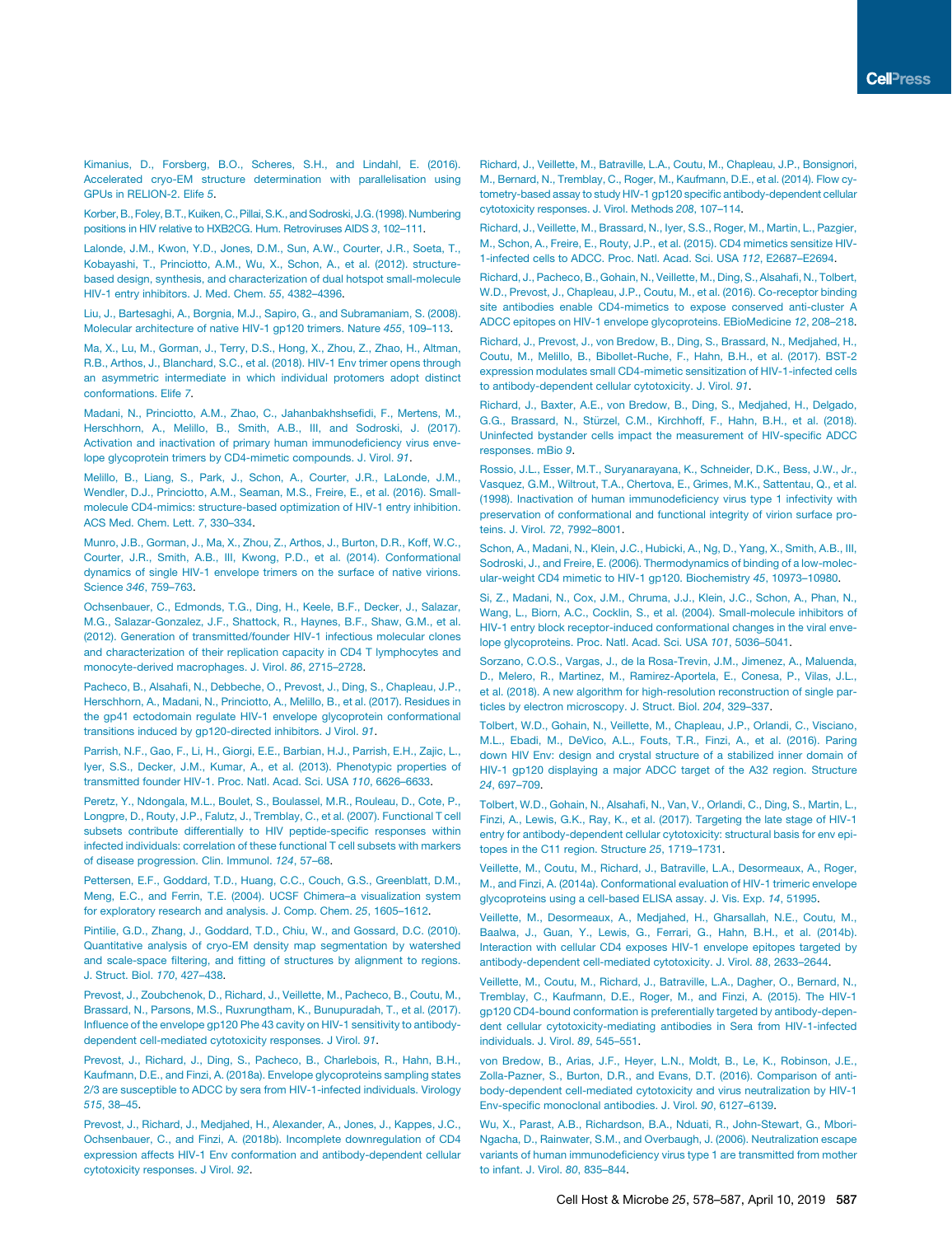Kimanius, D., Forsberg, B.O., Scheres, S.H., and Lindahl, E. (2016). Accelerated cryo-EM structure determination with parallelisation using GPUs in RELION-2. Elife *5*.

Korber, B., Foley, B.T., Kuiken, C., Pillai, S.K., and Sodroski, J.G. (1998). Numbering positions in HIV relative to HXB2CG. Hum. Retroviruses AIDS *3*, 102–111.

Lalonde, J.M., Kwon, Y.D., Jones, D.M., Sun, A.W., Courter, J.R., Soeta, T., Kobayashi, T., Princiotto, A.M., Wu, X., Schon, A., et al. (2012). structure-based design, synthesis, and characterization of dual hotspot small-molecule HIV-1 entry inhibitors. J. Med. Chem. *55*, 4382–4396.

Liu, J., Bartesaghi, A., Borgnia, M.J., Sapiro, G., and Subramaniam, S. (2008). Molecular architecture of native HIV-1 gp120 trimers. Nature *455*, 109–113.

Ma, X., Lu, M., Gorman, J., Terry, D.S., Hong, X., Zhou, Z., Zhao, H., Altman, R.B., Arthos, J., Blanchard, S.C., et al. (2018). HIV-1 Env trimer opens through an asymmetric intermediate in which individual protomers adopt distinct conformations. Elife *7*.

Madani, N., Princiotto, A.M., Zhao, C., Jahanbakhshsefidi, F., Mertens, M., Herschhorn, A., Melillo, B., Smith, A.B., III, and Sodroski, J. (2017). Activation and inactivation of primary human immunodeficiency virus envelope glycoprotein trimers by CD4-mimetic compounds. J. Virol. *91*.

Melillo, B., Liang, S., Park, J., Schon, A., Courter, J.R., LaLonde, J.M., Wendler, D.J., Princiotto, A.M., Seaman, M.S., Freire, E., et al. (2016). Small-molecule CD4-mimics: structure-based optimization of HIV-1 entry inhibition. ACS Med. Chem. Lett. *7*, 330–334.

Munro, J.B., Gorman, J., Ma, X., Zhou, Z., Arthos, J., Burton, D.R., Koff, W.C., Courter, J.R., Smith, A.B., III, Kwong, P.D., et al. (2014). Conformational dynamics of single HIV-1 envelope trimers on the surface of native virions. Science *346*, 759–763.

Ochsenbauer, C., Edmonds, T.G., Ding, H., Keele, B.F., Decker, J., Salazar, M.G., Salazar-Gonzalez, J.F., Shattock, R., Haynes, B.F., Shaw, G.M., et al. (2012). Generation of transmitted/founder HIV-1 infectious molecular clones and characterization of their replication capacity in CD4 T lymphocytes and monocyte-derived macrophages. J. Virol. *86*, 2715–2728.

Pacheco, B., Alsahafi, N., Debbeche, O., Prevost, J., Ding, S., Chapleau, J.P., Herschhorn, A., Madani, N., Princiotto, A., Melillo, B., et al. (2017). Residues in the gp41 ectodomain regulate HIV-1 envelope glycoprotein conformational transitions induced by gp120-directed inhibitors. J Virol *91*.

Parrish, N.F., Gao, F., Li, H., Giorgi, E.E., Barbian, H.J., Parrish, E.H., Zajic, L., Iyer, S.S., Decker, J.M., Kumar, A., et al. (2013). Phenotypic properties of transmitted founder HIV-1. Proc. Natl. Acad. Sci. USA *110*, 6626–6633.

Peretz, Y., Ndongala, M.L., Boulet, S., Boulassel, M.R., Rouleau, D., Cote, P., Longpre, D., Routy, J.P., Falutz, J., Tremblay, C., et al. (2007). Functional T cell subsets contribute differentially to HIV peptide-specific responses within infected individuals: correlation of these functional T cell subsets with markers of disease progression. Clin. Immunol. *124*, 57–68.

Pettersen, E.F., Goddard, T.D., Huang, C.C., Couch, G.S., Greenblatt, D.M., Meng, E.C., and Ferrin, T.E. (2004). UCSF Chimera–a visualization system for exploratory research and analysis. J. Comp. Chem. *25*, 1605–1612.

Pintilie, G.D., Zhang, J., Goddard, T.D., Chiu, W., and Gossard, D.C. (2010). Quantitative analysis of cryo-EM density map segmentation by watershed and scale-space filtering, and fitting of structures by alignment to regions. J. Struct. Biol. *170*, 427–438.

Prevost, J., Zoubchenok, D., Richard, J., Veillette, M., Pacheco, B., Coutu, M., Brassard, N., Parsons, M.S., Ruxrungtham, K., Bunupuradah, T., et al. (2017). Influence of the envelope gp120 Phe 43 cavity on HIV-1 sensitivity to antibody-dependent cell-mediated cytotoxicity responses. J Virol. *91*.

Prevost, J., Richard, J., Ding, S., Pacheco, B., Charlebois, R., Hahn, B.H., Kaufmann, D.E., and Finzi, A. (2018a). Envelope glycoproteins sampling states 2/3 are susceptible to ADCC by sera from HIV-1-infected individuals. Virology *515*, 38–45.

Prevost, J., Richard, J., Medjahed, H., Alexander, A., Jones, J., Kappes, J.C., Ochsenbauer, C., and Finzi, A. (2018b). Incomplete downregulation of CD4 expression affects HIV-1 Env conformation and antibody-dependent cellular cytotoxicity responses. J Virol. *92*.

Richard, J., Veillette, M., Batraville, L.A., Coutu, M., Chapleau, J.P., Bonsignori, M., Bernard, N., Tremblay, C., Roger, M., Kaufmann, D.E., et al. (2014). Flow cytometry-based assay to study HIV-1 gp120 specific antibody-dependent cellular cytotoxicity responses. J. Virol. Methods *208*, 107–114.

Richard, J., Veillette, M., Brassard, N., Iyer, S.S., Roger, M., Martin, L., Pazgier, M., Schon, A., Freire, E., Routy, J.P., et al. (2015). CD4 mimetics sensitize HIV-1-infected cells to ADCC. Proc. Natl. Acad. Sci. USA *112*, E2687–E2694.

Richard, J., Pacheco, B., Gohain, N., Veillette, M., Ding, S., Alsahafi, N., Tolbert, W.D., Prevost, J., Chapleau, J.P., Coutu, M., et al. (2016). Co-receptor binding site antibodies enable CD4-mimetics to expose conserved anti-cluster A ADCC epitopes on HIV-1 envelope glycoproteins. EBioMedicine *12*, 208–218.

Richard, J., Prevost, J., von Bredow, B., Ding, S., Brassard, N., Medjahed, H., Coutu, M., Melillo, B., Bibollet-Ruche, F., Hahn, B.H., et al. (2017). BST-2 expression modulates small CD4-mimetic sensitization of HIV-1-infected cells to antibody-dependent cellular cytotoxicity. J. Virol. *91*.

Richard, J., Baxter, A.E., von Bredow, B., Ding, S., Medjahed, H., Delgado, G.G., Brassard, N., Stürzel, C.M., Kirchhoff, F., Hahn, B.H., et al. (2018). Uninfected bystander cells impact the measurement of HIV-specific ADCC responses. mBio *9*.

Rossio, J.L., Esser, M.T., Suryanarayana, K., Schneider, D.K., Bess, J.W., Jr., Vasquez, G.M., Wiltrout, T.A., Chertova, E., Grimes, M.K., Sattentau, Q., et al. (1998). Inactivation of human immunodeficiency virus type 1 infectivity with preservation of conformational and functional integrity of virion surface proteins. J. Virol. *72*, 7992–8001.

Schon, A., Madani, N., Klein, J.C., Hubicki, A., Ng, D., Yang, X., Smith, A.B., III, Sodroski, J., and Freire, E. (2006). Thermodynamics of binding of a low-molecular-weight CD4 mimetic to HIV-1 gp120. Biochemistry *45*, 10973–10980.

Si, Z., Madani, N., Cox, J.M., Chruma, J.J., Klein, J.C., Schon, A., Phan, N., Wang, L., Biorn, A.C., Cocklin, S., et al. (2004). Small-molecule inhibitors of HIV-1 entry block receptor-induced conformational changes in the viral envelope glycoproteins. Proc. Natl. Acad. Sci. USA *101*, 5036–5041.

Sorzano, C.O.S., Vargas, J., de la Rosa-Trevin, J.M., Jimenez, A., Maluenda, D., Melero, R., Martinez, M., Ramirez-Aportela, E., Conesa, P., Vilas, J.L., et al. (2018). A new algorithm for high-resolution reconstruction of single particles by electron microscopy. J. Struct. Biol. *204*, 329–337.

Tolbert, W.D., Gohain, N., Veillette, M., Chapleau, J.P., Orlandi, C., Visciano, M.L., Ebadi, M., DeVico, A.L., Fouts, T.R., Finzi, A., et al. (2016). Paring down HIV Env: design and crystal structure of a stabilized inner domain of HIV-1 gp120 displaying a major ADCC target of the A32 region. Structure *24*, 697–709.

Tolbert, W.D., Gohain, N., Alsahafi, N., Van, V., Orlandi, C., Ding, S., Martin, L., Finzi, A., Lewis, G.K., Ray, K., et al. (2017). Targeting the late stage of HIV-1 entry for antibody-dependent cellular cytotoxicity: structural basis for env epitopes in the C11 region. Structure *25*, 1719–1731.

Veillette, M., Coutu, M., Richard, J., Batraville, L.A., Desormeaux, A., Roger, M., and Finzi, A. (2014a). Conformational evaluation of HIV-1 trimeric envelope glycoproteins using a cell-based ELISA assay. J. Vis. Exp. *14*, 51995.

Veillette, M., Desormeaux, A., Medjahed, H., Gharsallah, N.E., Coutu, M., Baalwa, J., Guan, Y., Lewis, G., Ferrari, G., Hahn, B.H., et al. (2014b). Interaction with cellular CD4 exposes HIV-1 envelope epitopes targeted by antibody-dependent cell-mediated cytotoxicity. J. Virol. *88*, 2633–2644.

Veillette, M., Coutu, M., Richard, J., Batraville, L.A., Dagher, O., Bernard, N., Tremblay, C., Kaufmann, D.E., Roger, M., and Finzi, A. (2015). The HIV-1 gp120 CD4-bound conformation is preferentially targeted by antibody-dependent cellular cytotoxicity-mediating antibodies in Sera from HIV-1-infected individuals. J. Virol. *89*, 545–551.

von Bredow, B., Arias, J.F., Heyer, L.N., Moldt, B., Le, K., Robinson, J.E., Zolla-Pazner, S., Burton, D.R., and Evans, D.T. (2016). Comparison of antibody-dependent cell-mediated cytotoxicity and virus neutralization by HIV-1 Env-specific monoclonal antibodies. J. Virol. *90*, 6127–6139.

Wu, X., Parast, A.B., Richardson, B.A., Nduati, R., John-Stewart, G., Mbori-Ngacha, D., Rainwater, S.M., and Overbaugh, J. (2006). Neutralization escape variants of human immunodeficiency virus type 1 are transmitted from mother to infant. J. Virol. *80*, 835–844.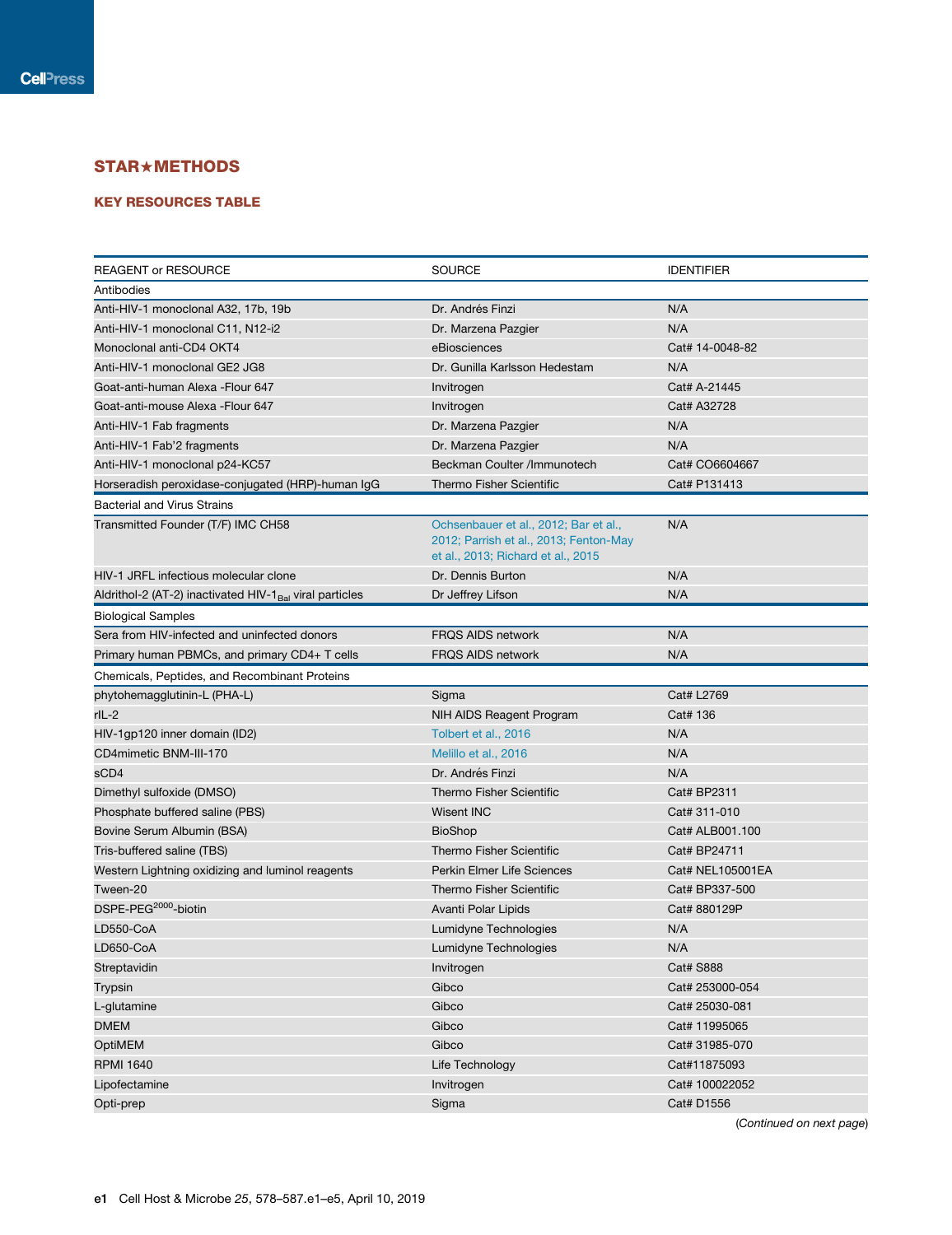## STAR★METHODS

### KEY RESOURCES TABLE

| REAGENT or RESOURCE | SOURCE | IDENTIFIER |
|---|---|---|
| **Antibodies** | | |
| Anti-HIV-1 monoclonal A32, 17b, 19b | Dr. Andrés Finzi | N/A |
| Anti-HIV-1 monoclonal C11, N12-i2 | Dr. Marzena Pazgier | N/A |
| Monoclonal anti-CD4 OKT4 | eBiosciences | Cat# 14-0048-82 |
| Anti-HIV-1 monoclonal GE2 JG8 | Dr. Gunilla Karlsson Hedestam | N/A |
| Goat-anti-human Alexa -Flour 647 | Invitrogen | Cat# A-21445 |
| Goat-anti-mouse Alexa -Flour 647 | Invitrogen | Cat# A32728 |
| Anti-HIV-1 Fab fragments | Dr. Marzena Pazgier | N/A |
| Anti-HIV-1 Fab'2 fragments | Dr. Marzena Pazgier | N/A |
| Anti-HIV-1 monoclonal p24-KC57 | Beckman Coulter /Immunotech | Cat# CO6604667 |
| Horseradish peroxidase-conjugated (HRP)-human IgG | Thermo Fisher Scientific | Cat# P131413 |
| **Bacterial and Virus Strains** | | |
| Transmitted Founder (T/F) IMC CH58 | Ochsenbauer et al., 2012; Bar et al., 2012; Parrish et al., 2013; Fenton-May et al., 2013; Richard et al., 2015 | N/A |
| HIV-1 JRFL infectious molecular clone | Dr. Dennis Burton | N/A |
| Aldrithol-2 (AT-2) inactivated HIV-$1_{Bal}$ viral particles | Dr Jeffrey Lifson | N/A |
| **Biological Samples** | | |
| Sera from HIV-infected and uninfected donors | FRQS AIDS network | N/A |
| Primary human PBMCs, and primary CD4+ T cells | FRQS AIDS network | N/A |
| **Chemicals, Peptides, and Recombinant Proteins** | | |
| phytohemagglutinin-L (PHA-L) | Sigma | Cat# L2769 |
| rIL-2 | NIH AIDS Reagent Program | Cat# 136 |
| HIV-1gp120 inner domain (ID2) | Tolbert et al., 2016 | N/A |
| CD4mimetic BNM-III-170 | Melillo et al., 2016 | N/A |
| sCD4 | Dr. Andrés Finzi | N/A |
| Dimethyl sulfoxide (DMSO) | Thermo Fisher Scientific | Cat# BP2311 |
| Phosphate buffered saline (PBS) | Wisent INC | Cat# 311-010 |
| Bovine Serum Albumin (BSA) | BioShop | Cat# ALB001.100 |
| Tris-buffered saline (TBS) | Thermo Fisher Scientific | Cat# BP24711 |
| Western Lightning oxidizing and luminol reagents | Perkin Elmer Life Sciences | Cat# NEL105001EA |
| Tween-20 | Thermo Fisher Scientific | Cat# BP337-500 |
| DSPE-PEG$^{2000}$-biotin | Avanti Polar Lipids | Cat# 880129P |
| LD550-CoA | Lumidyne Technologies | N/A |
| LD650-CoA | Lumidyne Technologies | N/A |
| Streptavidin | Invitrogen | Cat# S888 |
| Trypsin | Gibco | Cat# 253000-054 |
| L-glutamine | Gibco | Cat# 25030-081 |
| DMEM | Gibco | Cat# 11995065 |
| OptiMEM | Gibco | Cat# 31985-070 |
| RPMI 1640 | Life Technology | Cat#11875093 |
| Lipofectamine | Invitrogen | Cat# 100022052 |
| Opti-prep | Sigma | Cat# D1556 |

(*Continued on next page*)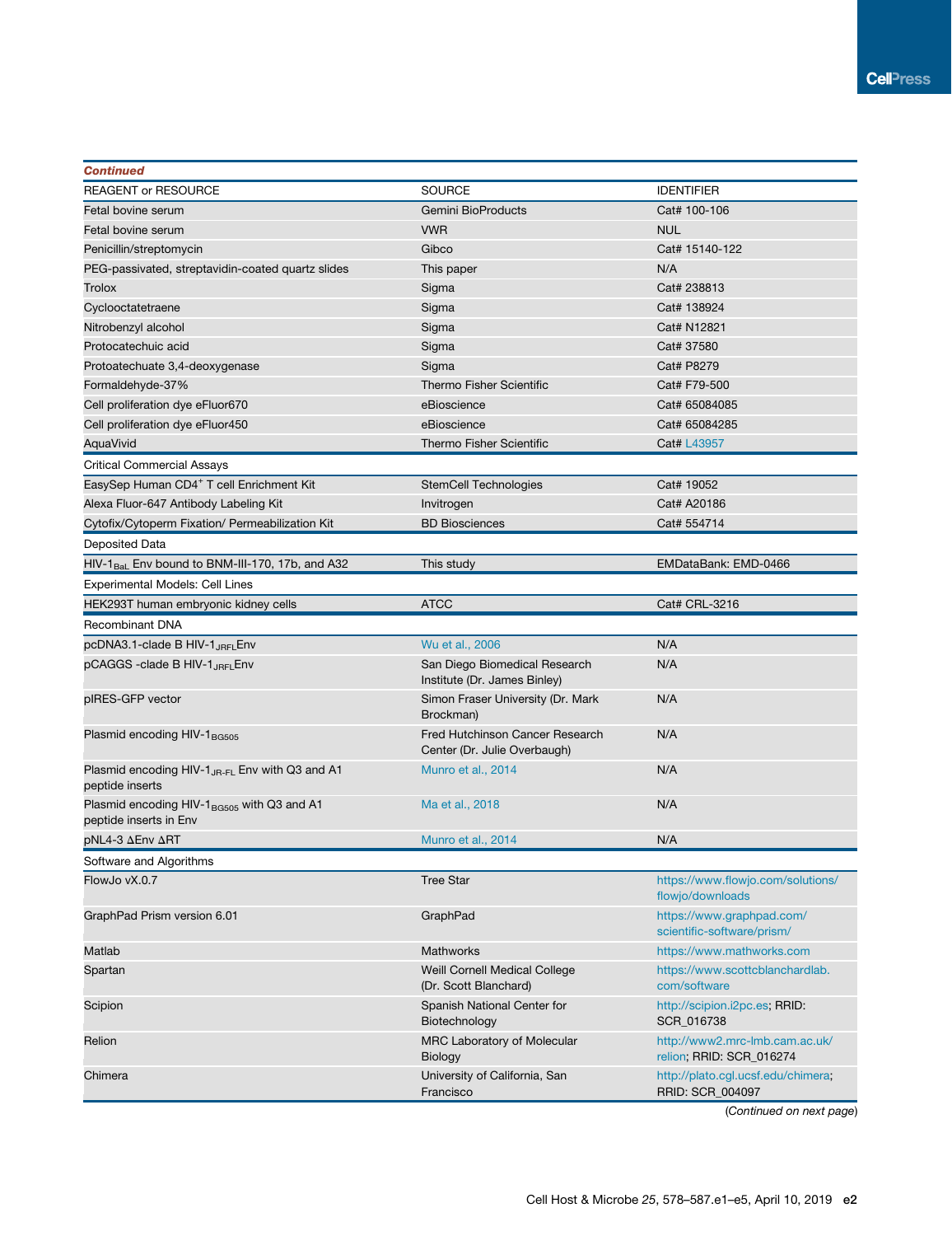**Continued**

| REAGENT or RESOURCE | SOURCE | IDENTIFIER |
|---|---|---|
| Fetal bovine serum | Gemini BioProducts | Cat# 100-106 |
| Fetal bovine serum | VWR | NUL |
| Penicillin/streptomycin | Gibco | Cat# 15140-122 |
| PEG-passivated, streptavidin-coated quartz slides | This paper | N/A |
| Trolox | Sigma | Cat# 238813 |
| Cyclooctatetraene | Sigma | Cat# 138924 |
| Nitrobenzyl alcohol | Sigma | Cat# N12821 |
| Protocatechuic acid | Sigma | Cat# 37580 |
| Protoatechuate 3,4-deoxygenase | Sigma | Cat# P8279 |
| Formaldehyde-37% | Thermo Fisher Scientific | Cat# F79-500 |
| Cell proliferation dye eFluor670 | eBioscience | Cat# 65084085 |
| Cell proliferation dye eFluor450 | eBioscience | Cat# 65084285 |
| AquaVivid | Thermo Fisher Scientific | Cat# L43957 |
| Critical Commercial Assays | | |
| EasySep Human $CD4^+$ T cell Enrichment Kit | StemCell Technologies | Cat# 19052 |
| Alexa Fluor-647 Antibody Labeling Kit | Invitrogen | Cat# A20186 |
| Cytofix/Cytoperm Fixation/ Permeabilization Kit | BD Biosciences | Cat# 554714 |
| Deposited Data | | |
| HIV-$1_{BaL}$ Env bound to BNM-III-170, 17b, and A32 | This study | EMDataBank: EMD-0466 |
| Experimental Models: Cell Lines | | |
| HEK293T human embryonic kidney cells | ATCC | Cat# CRL-3216 |
| Recombinant DNA | | |
| pcDNA3.1-clade B HIV-$1_{JRFL}$Env | Wu et al., 2006 | N/A |
| pCAGGS -clade B HIV-$1_{JRFL}$Env | San Diego Biomedical Research Institute (Dr. James Binley) | N/A |
| pIRES-GFP vector | Simon Fraser University (Dr. Mark Brockman) | N/A |
| Plasmid encoding HIV-$1_{BG505}$ | Fred Hutchinson Cancer Research Center (Dr. Julie Overbaugh) | N/A |
| Plasmid encoding HIV-$1_{JR-FL}$ Env with Q3 and A1 peptide inserts | Munro et al., 2014 | N/A |
| Plasmid encoding HIV-$1_{BG505}$ with Q3 and A1 peptide inserts in Env | Ma et al., 2018 | N/A |
| pNL4-3 ΔEnv ΔRT | Munro et al., 2014 | N/A |
| Software and Algorithms | | |
| FlowJo vX.0.7 | Tree Star | https://www.flowjo.com/solutions/flowjo/downloads |
| GraphPad Prism version 6.01 | GraphPad | https://www.graphpad.com/scientific-software/prism/ |
| Matlab | Mathworks | https://www.mathworks.com |
| Spartan | Weill Cornell Medical College (Dr. Scott Blanchard) | https://www.scottcblanchardlab.com/software |
| Scipion | Spanish National Center for Biotechnology | http://scipion.i2pc.es; RRID: SCR_016738 |
| Relion | MRC Laboratory of Molecular Biology | http://www2.mrc-lmb.cam.ac.uk/relion; RRID: SCR_016274 |
| Chimera | University of California, San Francisco | http://plato.cgl.ucsf.edu/chimera; RRID: SCR_004097 |

(Continued on next page)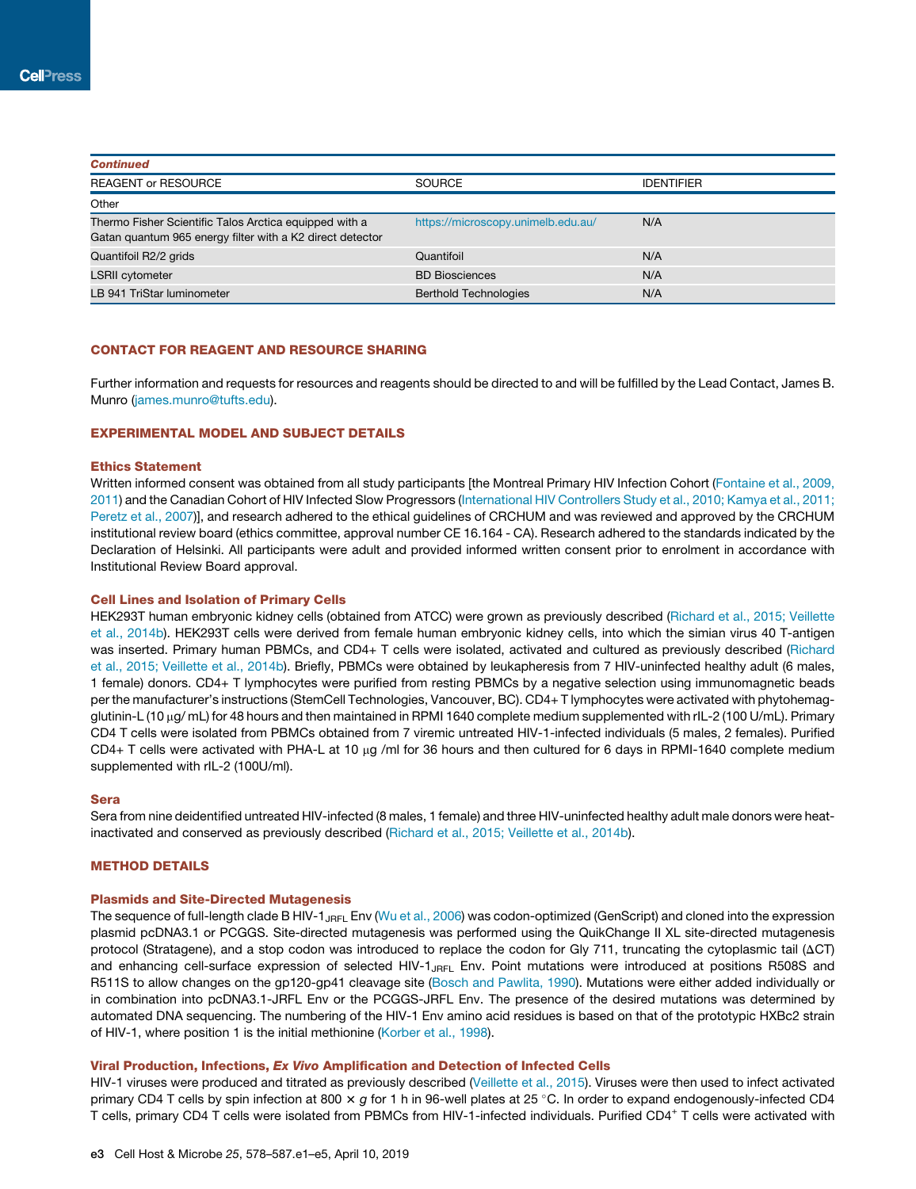| Continued | | |
|---|---|---|
| REAGENT or RESOURCE | SOURCE | IDENTIFIER |
| Other | | |
| Thermo Fisher Scientific Talos Arctica equipped with a Gatan quantum 965 energy filter with a K2 direct detector | https://microscopy.unimelb.edu.au/ | N/A |
| Quantifoil R2/2 grids | Quantifoil | N/A |
| LSRII cytometer | BD Biosciences | N/A |
| LB 941 TriStar luminometer | Berthold Technologies | N/A |

## CONTACT FOR REAGENT AND RESOURCE SHARING

Further information and requests for resources and reagents should be directed to and will be fulfilled by the Lead Contact, James B. Munro (james.munro@tufts.edu).

## EXPERIMENTAL MODEL AND SUBJECT DETAILS

### Ethics Statement

Written informed consent was obtained from all study participants [the Montreal Primary HIV Infection Cohort (Fontaine et al., 2009, 2011) and the Canadian Cohort of HIV Infected Slow Progressors (International HIV Controllers Study et al., 2010; Kamya et al., 2011; Peretz et al., 2007)], and research adhered to the ethical guidelines of CRCHUM and was reviewed and approved by the CRCHUM institutional review board (ethics committee, approval number CE 16.164 - CA). Research adhered to the standards indicated by the Declaration of Helsinki. All participants were adult and provided informed written consent prior to enrolment in accordance with Institutional Review Board approval.

### Cell Lines and Isolation of Primary Cells

HEK293T human embryonic kidney cells (obtained from ATCC) were grown as previously described (Richard et al., 2015; Veillette et al., 2014b). HEK293T cells were derived from female human embryonic kidney cells, into which the simian virus 40 T-antigen was inserted. Primary human PBMCs, and CD4+ T cells were isolated, activated and cultured as previously described (Richard et al., 2015; Veillette et al., 2014b). Briefly, PBMCs were obtained by leukapheresis from 7 HIV-uninfected healthy adult (6 males, 1 female) donors. CD4+ T lymphocytes were purified from resting PBMCs by a negative selection using immunomagnetic beads per the manufacturer's instructions (StemCell Technologies, Vancouver, BC). CD4+ T lymphocytes were activated with phytohemagglutinin-L (10 μg/ mL) for 48 hours and then maintained in RPMI 1640 complete medium supplemented with rIL-2 (100 U/mL). Primary CD4 T cells were isolated from PBMCs obtained from 7 viremic untreated HIV-1-infected individuals (5 males, 2 females). Purified CD4+ T cells were activated with PHA-L at 10 μg /ml for 36 hours and then cultured for 6 days in RPMI-1640 complete medium supplemented with rIL-2 (100U/ml).

### Sera

Sera from nine deidentified untreated HIV-infected (8 males, 1 female) and three HIV-uninfected healthy adult male donors were heat-inactivated and conserved as previously described (Richard et al., 2015; Veillette et al., 2014b).

## METHOD DETAILS

### Plasmids and Site-Directed Mutagenesis

The sequence of full-length clade B HIV-$1_{JRFL}$ Env (Wu et al., 2006) was codon-optimized (GenScript) and cloned into the expression plasmid pcDNA3.1 or PCGGS. Site-directed mutagenesis was performed using the QuikChange II XL site-directed mutagenesis protocol (Stratagene), and a stop codon was introduced to replace the codon for Gly 711, truncating the cytoplasmic tail (ΔCT) and enhancing cell-surface expression of selected HIV-$1_{JRFL}$ Env. Point mutations were introduced at positions R508S and R511S to allow changes on the gp120-gp41 cleavage site (Bosch and Pawlita, 1990). Mutations were either added individually or in combination into pcDNA3.1-JRFL Env or the PCGGS-JRFL Env. The presence of the desired mutations was determined by automated DNA sequencing. The numbering of the HIV-1 Env amino acid residues is based on that of the prototypic HXBc2 strain of HIV-1, where position 1 is the initial methionine (Korber et al., 1998).

### Viral Production, Infections, *Ex Vivo* Amplification and Detection of Infected Cells

HIV-1 viruses were produced and titrated as previously described (Veillette et al., 2015). Viruses were then used to infect activated primary CD4 T cells by spin infection at 800 × *g* for 1 h in 96-well plates at 25 °C. In order to expand endogenously-infected CD4 T cells, primary CD4 T cells were isolated from PBMCs from HIV-1-infected individuals. Purified $CD4^{+}$ T cells were activated with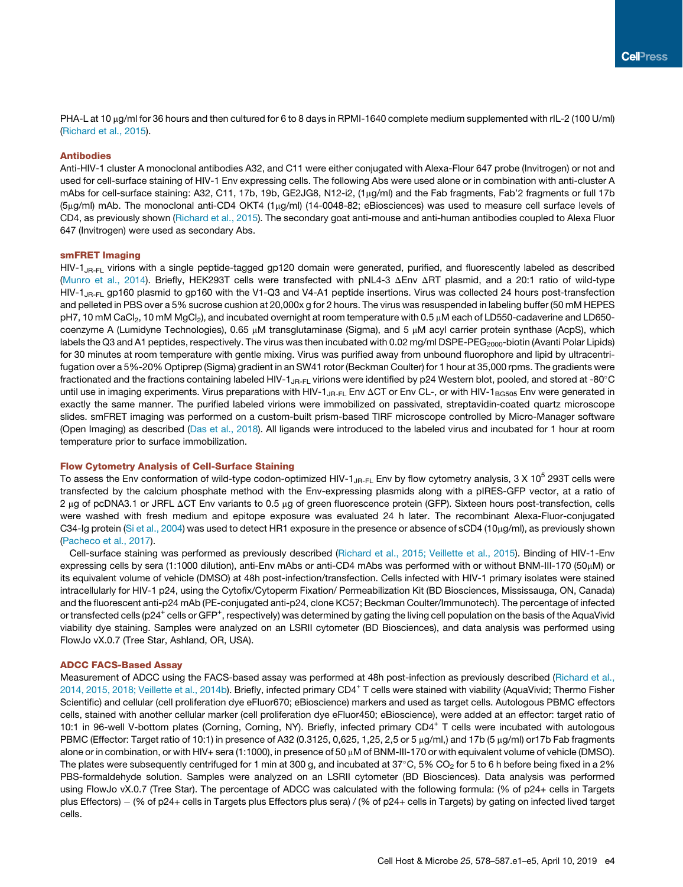PHA-L at 10 μg/ml for 36 hours and then cultured for 6 to 8 days in RPMI-1640 complete medium supplemented with rIL-2 (100 U/ml) (Richard et al., 2015).

### Antibodies

Anti-HIV-1 cluster A monoclonal antibodies A32, and C11 were either conjugated with Alexa-Flour 647 probe (Invitrogen) or not and used for cell-surface staining of HIV-1 Env expressing cells. The following Abs were used alone or in combination with anti-cluster A mAbs for cell-surface staining: A32, C11, 17b, 19b, GE2JG8, N12-i2, (1μg/ml) and the Fab fragments, Fab'2 fragments or full 17b (5μg/ml) mAb. The monoclonal anti-CD4 OKT4 (1μg/ml) (14-0048-82; eBiosciences) was used to measure cell surface levels of CD4, as previously shown (Richard et al., 2015). The secondary goat anti-mouse and anti-human antibodies coupled to Alexa Fluor 647 (Invitrogen) were used as secondary Abs.

### smFRET Imaging

HIV-1$_{JR-FL}$ virions with a single peptide-tagged gp120 domain were generated, purified, and fluorescently labeled as described (Munro et al., 2014). Briefly, HEK293T cells were transfected with pNL4-3 ΔEnv ΔRT plasmid, and a 20:1 ratio of wild-type HIV-1$_{JR-FL}$ gp160 plasmid to gp160 with the V1-Q3 and V4-A1 peptide insertions. Virus was collected 24 hours post-transfection and pelleted in PBS over a 5% sucrose cushion at 20,000x g for 2 hours. The virus was resuspended in labeling buffer (50 mM HEPES pH7, 10 mM $CaCl_2$, 10 mM $MgCl_2$), and incubated overnight at room temperature with 0.5 μM each of LD550-cadaverine and LD650-coenzyme A (Lumidyne Technologies), 0.65 μM transglutaminase (Sigma), and 5 μM acyl carrier protein synthase (AcpS), which labels the Q3 and A1 peptides, respectively. The virus was then incubated with 0.02 mg/ml DSPE-PEG$_{2000}$-biotin (Avanti Polar Lipids) for 30 minutes at room temperature with gentle mixing. Virus was purified away from unbound fluorophore and lipid by ultracentrifugation over a 5%-20% Optiprep (Sigma) gradient in an SW41 rotor (Beckman Coulter) for 1 hour at 35,000 rpms. The gradients were fractionated and the fractions containing labeled HIV-1$_{JR-FL}$ virions were identified by p24 Western blot, pooled, and stored at -80°C until use in imaging experiments. Virus preparations with HIV-1$_{JR-FL}$ Env ΔCT or Env CL-, or with HIV-1$_{BG505}$ Env were generated in exactly the same manner. The purified labeled virions were immobilized on passivated, streptavidin-coated quartz microscope slides. smFRET imaging was performed on a custom-built prism-based TIRF microscope controlled by Micro-Manager software (Open Imaging) as described (Das et al., 2018). All ligands were introduced to the labeled virus and incubated for 1 hour at room temperature prior to surface immobilization.

### Flow Cytometry Analysis of Cell-Surface Staining

To assess the Env conformation of wild-type codon-optimized HIV-1$_{JR-FL}$ Env by flow cytometry analysis, 3 X $10^5$ 293T cells were transfected by the calcium phosphate method with the Env-expressing plasmids along with a pIRES-GFP vector, at a ratio of 2 μg of pcDNA3.1 or JRFL ΔCT Env variants to 0.5 μg of green fluorescence protein (GFP). Sixteen hours post-transfection, cells were washed with fresh medium and epitope exposure was evaluated 24 h later. The recombinant Alexa-Fluor-conjugated C34-Ig protein (Si et al., 2004) was used to detect HR1 exposure in the presence or absence of sCD4 (10μg/ml), as previously shown (Pacheco et al., 2017).

Cell-surface staining was performed as previously described (Richard et al., 2015; Veillette et al., 2015). Binding of HIV-1-Env expressing cells by sera (1:1000 dilution), anti-Env mAbs or anti-CD4 mAbs was performed with or without BNM-III-170 (50μM) or its equivalent volume of vehicle (DMSO) at 48h post-infection/transfection. Cells infected with HIV-1 primary isolates were stained intracellularly for HIV-1 p24, using the Cytofix/Cytoperm Fixation/ Permeabilization Kit (BD Biosciences, Mississauga, ON, Canada) and the fluorescent anti-p24 mAb (PE-conjugated anti-p24, clone KC57; Beckman Coulter/Immunotech). The percentage of infected or transfected cells (p24$^+$ cells or GFP$^+$, respectively) was determined by gating the living cell population on the basis of the AquaVivid viability dye staining. Samples were analyzed on an LSRII cytometer (BD Biosciences), and data analysis was performed using FlowJo vX.0.7 (Tree Star, Ashland, OR, USA).

### ADCC FACS-Based Assay

Measurement of ADCC using the FACS-based assay was performed at 48h post-infection as previously described (Richard et al., 2014, 2015, 2018; Veillette et al., 2014b). Briefly, infected primary CD4$^+$ T cells were stained with viability (AquaVivid; Thermo Fisher Scientific) and cellular (cell proliferation dye eFluor670; eBioscience) markers and used as target cells. Autologous PBMC effectors cells, stained with another cellular marker (cell proliferation dye eFluor450; eBioscience), were added at an effector: target ratio of 10:1 in 96-well V-bottom plates (Corning, Corning, NY). Briefly, infected primary CD4$^+$ T cells were incubated with autologous PBMC (Effector: Target ratio of 10:1) in presence of A32 (0.3125, 0,625, 1,25, 2,5 or 5 μg/ml,) and 17b (5 μg/ml) or17b Fab fragments alone or in combination, or with HIV+ sera (1:1000), in presence of 50 μM of BNM-III-170 or with equivalent volume of vehicle (DMSO). The plates were subsequently centrifuged for 1 min at 300 g, and incubated at 37°C, 5% $CO_2$ for 5 to 6 h before being fixed in a 2% PBS-formaldehyde solution. Samples were analyzed on an LSRII cytometer (BD Biosciences). Data analysis was performed using FlowJo vX.0.7 (Tree Star). The percentage of ADCC was calculated with the following formula: (% of p24+ cells in Targets plus Effectors) − (% of p24+ cells in Targets plus Effectors plus sera) / (% of p24+ cells in Targets) by gating on infected lived target cells.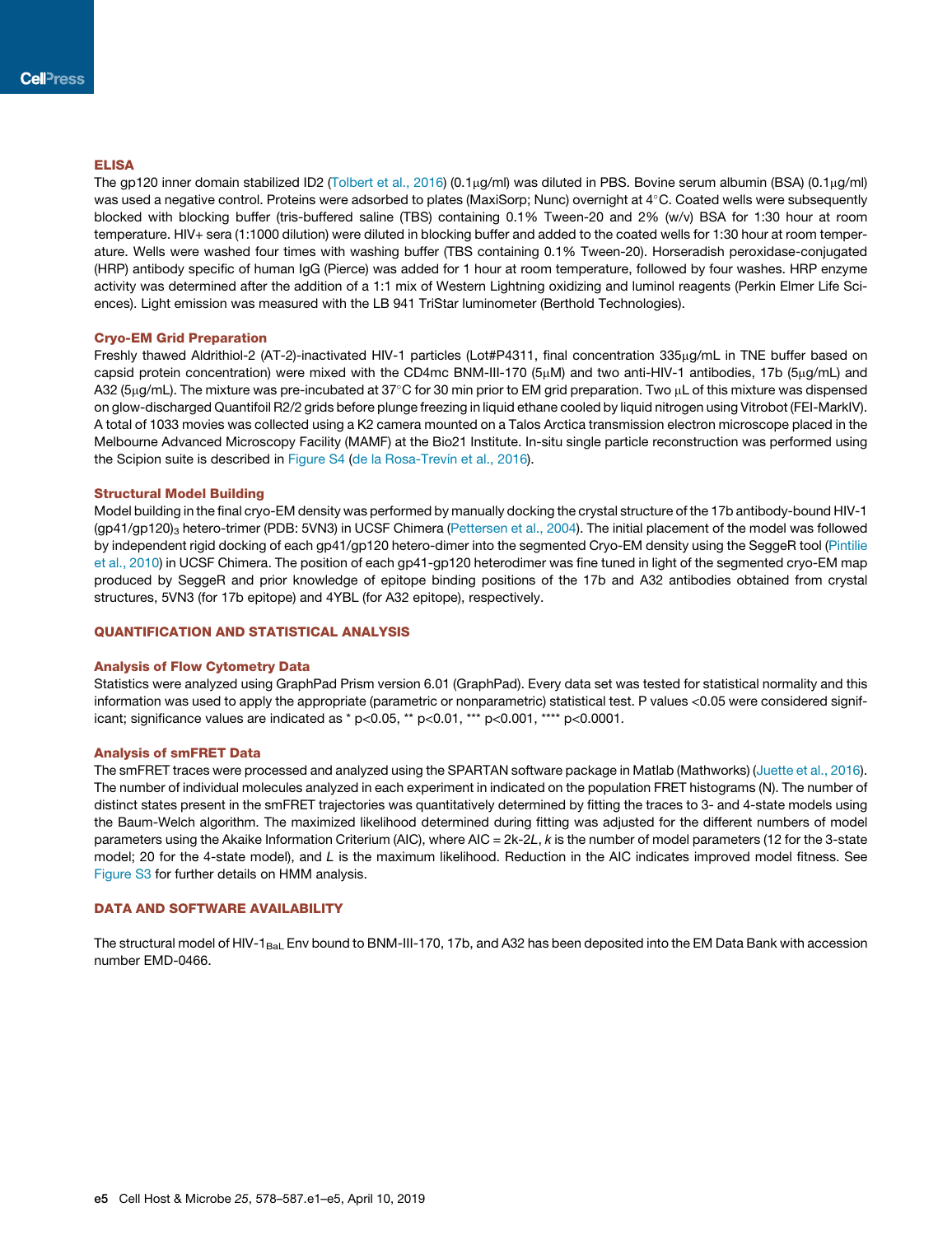### ELISA

The gp120 inner domain stabilized ID2 (Tolbert et al., 2016) (0.1μg/ml) was diluted in PBS. Bovine serum albumin (BSA) (0.1μg/ml) was used a negative control. Proteins were adsorbed to plates (MaxiSorp; Nunc) overnight at 4°C. Coated wells were subsequently blocked with blocking buffer (tris-buffered saline (TBS) containing 0.1% Tween-20 and 2% (w/v) BSA for 1:30 hour at room temperature. HIV+ sera (1:1000 dilution) were diluted in blocking buffer and added to the coated wells for 1:30 hour at room temperature. Wells were washed four times with washing buffer (TBS containing 0.1% Tween-20). Horseradish peroxidase-conjugated (HRP) antibody specific of human IgG (Pierce) was added for 1 hour at room temperature, followed by four washes. HRP enzyme activity was determined after the addition of a 1:1 mix of Western Lightning oxidizing and luminol reagents (Perkin Elmer Life Sciences). Light emission was measured with the LB 941 TriStar luminometer (Berthold Technologies).

### Cryo-EM Grid Preparation

Freshly thawed Aldrithiol-2 (AT-2)-inactivated HIV-1 particles (Lot#P4311, final concentration 335μg/mL in TNE buffer based on capsid protein concentration) were mixed with the CD4mc BNM-III-170 (5μM) and two anti-HIV-1 antibodies, 17b (5μg/mL) and A32 (5μg/mL). The mixture was pre-incubated at 37°C for 30 min prior to EM grid preparation. Two μL of this mixture was dispensed on glow-discharged Quantifoil R2/2 grids before plunge freezing in liquid ethane cooled by liquid nitrogen using Vitrobot (FEI-MarkIV). A total of 1033 movies was collected using a K2 camera mounted on a Talos Arctica transmission electron microscope placed in the Melbourne Advanced Microscopy Facility (MAMF) at the Bio21 Institute. In-situ single particle reconstruction was performed using the Scipion suite is described in Figure S4 (de la Rosa-Trevín et al., 2016).

### Structural Model Building

Model building in the final cryo-EM density was performed by manually docking the crystal structure of the 17b antibody-bound HIV-1 $(gp41/gp120)_3$ hetero-trimer (PDB: 5VN3) in UCSF Chimera (Pettersen et al., 2004). The initial placement of the model was followed by independent rigid docking of each gp41/gp120 hetero-dimer into the segmented Cryo-EM density using the SeggeR tool (Pintilie et al., 2010) in UCSF Chimera. The position of each gp41-gp120 heterodimer was fine tuned in light of the segmented cryo-EM map produced by SeggeR and prior knowledge of epitope binding positions of the 17b and A32 antibodies obtained from crystal structures, 5VN3 (for 17b epitope) and 4YBL (for A32 epitope), respectively.

## QUANTIFICATION AND STATISTICAL ANALYSIS

### Analysis of Flow Cytometry Data

Statistics were analyzed using GraphPad Prism version 6.01 (GraphPad). Every data set was tested for statistical normality and this information was used to apply the appropriate (parametric or nonparametric) statistical test. P values <0.05 were considered significant; significance values are indicated as * $p<0.05$, ** $p<0.01$, *** $p<0.001$, **** $p<0.0001$.

### Analysis of smFRET Data

The smFRET traces were processed and analyzed using the SPARTAN software package in Matlab (Mathworks) (Juette et al., 2016). The number of individual molecules analyzed in each experiment in indicated on the population FRET histograms (N). The number of distinct states present in the smFRET trajectories was quantitatively determined by fitting the traces to 3- and 4-state models using the Baum-Welch algorithm. The maximized likelihood determined during fitting was adjusted for the different numbers of model parameters using the Akaike Information Criterium (AIC), where $AIC = 2k - 2L$, $k$ is the number of model parameters (12 for the 3-state model; 20 for the 4-state model), and $L$ is the maximum likelihood. Reduction in the AIC indicates improved model fitness. See Figure S3 for further details on HMM analysis.

## DATA AND SOFTWARE AVAILABILITY

The structural model of HIV-$1_{BaL}$ Env bound to BNM-III-170, 17b, and A32 has been deposited into the EM Data Bank with accession number EMD-0466.